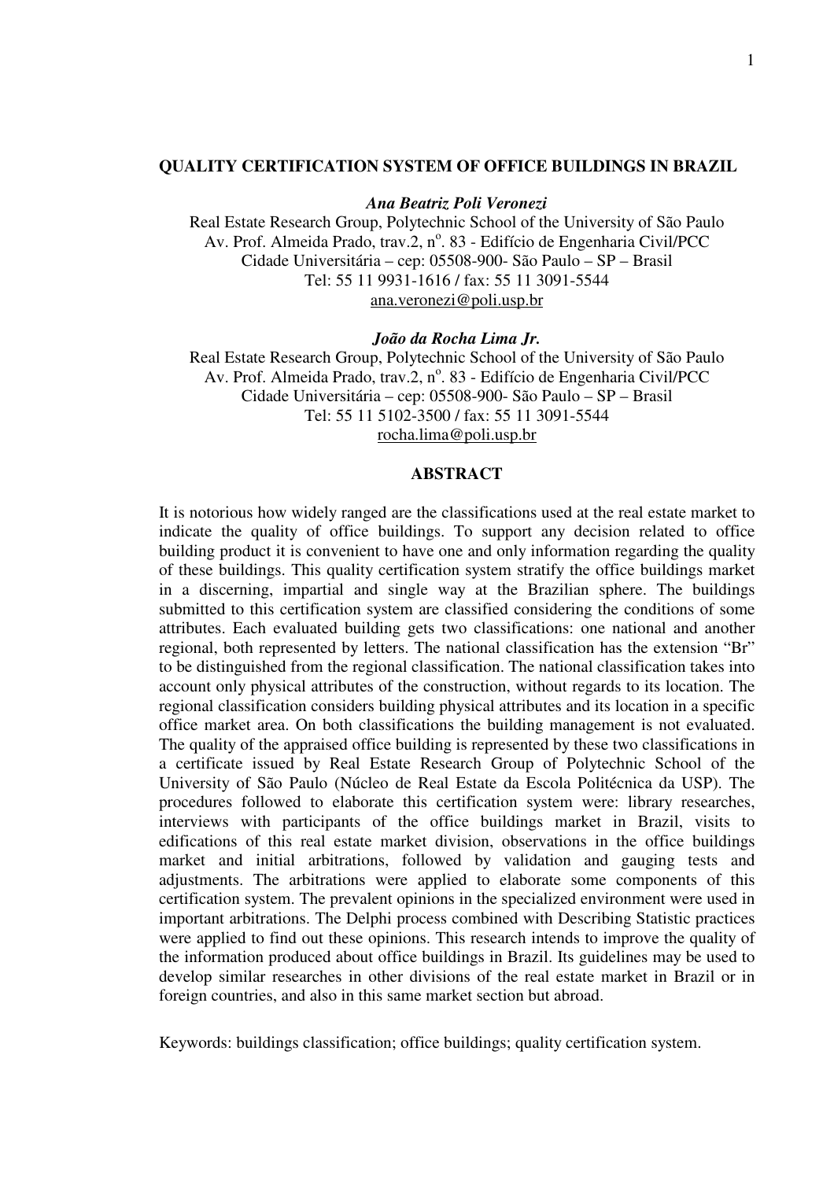# QUALITY CERTIFICATION SYSTEM OF OFFICE BUILDINGS IN BRAZIL

***Ana Beatriz Poli Veronezi***

Real Estate Research Group, Polytechnic School of the University of São Paulo
Av. Prof. Almeida Prado, trav.2, nº. 83 - Edifício de Engenharia Civil/PCC
Cidade Universitária – cep: 05508-900- São Paulo – SP – Brasil
Tel: 55 11 9931-1616 / fax: 55 11 3091-5544
ana.veronezi@poli.usp.br

***João da Rocha Lima Jr.***

Real Estate Research Group, Polytechnic School of the University of São Paulo
Av. Prof. Almeida Prado, trav.2, nº. 83 - Edifício de Engenharia Civil/PCC
Cidade Universitária – cep: 05508-900- São Paulo – SP – Brasil
Tel: 55 11 5102-3500 / fax: 55 11 3091-5544
rocha.lima@poli.usp.br

## ABSTRACT

It is notorious how widely ranged are the classifications used at the real estate market to indicate the quality of office buildings. To support any decision related to office building product it is convenient to have one and only information regarding the quality of these buildings. This quality certification system stratify the office buildings market in a discerning, impartial and single way at the Brazilian sphere. The buildings submitted to this certification system are classified considering the conditions of some attributes. Each evaluated building gets two classifications: one national and another regional, both represented by letters. The national classification has the extension "Br" to be distinguished from the regional classification. The national classification takes into account only physical attributes of the construction, without regards to its location. The regional classification considers building physical attributes and its location in a specific office market area. On both classifications the building management is not evaluated. The quality of the appraised office building is represented by these two classifications in a certificate issued by Real Estate Research Group of Polytechnic School of the University of São Paulo (Núcleo de Real Estate da Escola Politécnica da USP). The procedures followed to elaborate this certification system were: library researches, interviews with participants of the office buildings market in Brazil, visits to edifications of this real estate market division, observations in the office buildings market and initial arbitrations, followed by validation and gauging tests and adjustments. The arbitrations were applied to elaborate some components of this certification system. The prevalent opinions in the specialized environment were used in important arbitrations. The Delphi process combined with Describing Statistic practices were applied to find out these opinions. This research intends to improve the quality of the information produced about office buildings in Brazil. Its guidelines may be used to develop similar researches in other divisions of the real estate market in Brazil or in foreign countries, and also in this same market section but abroad.

Keywords: buildings classification; office buildings; quality certification system.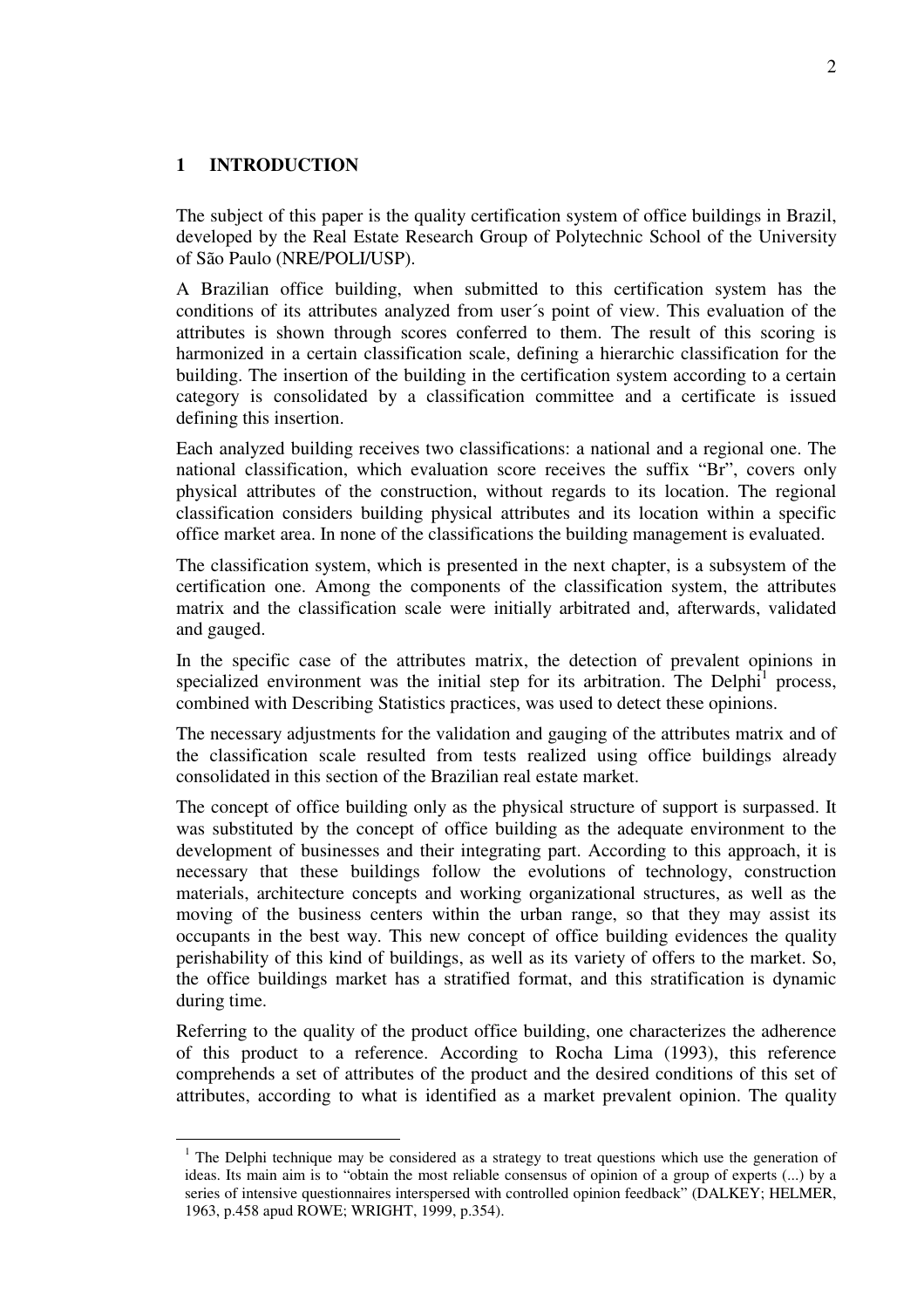# 1 INTRODUCTION

The subject of this paper is the quality certification system of office buildings in Brazil, developed by the Real Estate Research Group of Polytechnic School of the University of São Paulo (NRE/POLI/USP).

A Brazilian office building, when submitted to this certification system has the conditions of its attributes analyzed from user´s point of view. This evaluation of the attributes is shown through scores conferred to them. The result of this scoring is harmonized in a certain classification scale, defining a hierarchic classification for the building. The insertion of the building in the certification system according to a certain category is consolidated by a classification committee and a certificate is issued defining this insertion.

Each analyzed building receives two classifications: a national and a regional one. The national classification, which evaluation score receives the suffix "Br", covers only physical attributes of the construction, without regards to its location. The regional classification considers building physical attributes and its location within a specific office market area. In none of the classifications the building management is evaluated.

The classification system, which is presented in the next chapter, is a subsystem of the certification one. Among the components of the classification system, the attributes matrix and the classification scale were initially arbitrated and, afterwards, validated and gauged.

In the specific case of the attributes matrix, the detection of prevalent opinions in specialized environment was the initial step for its arbitration. The Delphi[1] process, combined with Describing Statistics practices, was used to detect these opinions.

The necessary adjustments for the validation and gauging of the attributes matrix and of the classification scale resulted from tests realized using office buildings already consolidated in this section of the Brazilian real estate market.

The concept of office building only as the physical structure of support is surpassed. It was substituted by the concept of office building as the adequate environment to the development of businesses and their integrating part. According to this approach, it is necessary that these buildings follow the evolutions of technology, construction materials, architecture concepts and working organizational structures, as well as the moving of the business centers within the urban range, so that they may assist its occupants in the best way. This new concept of office building evidences the quality perishability of this kind of buildings, as well as its variety of offers to the market. So, the office buildings market has a stratified format, and this stratification is dynamic during time.

Referring to the quality of the product office building, one characterizes the adherence of this product to a reference. According to Rocha Lima (1993), this reference comprehends a set of attributes of the product and the desired conditions of this set of attributes, according to what is identified as a market prevalent opinion. The quality

[1] The Delphi technique may be considered as a strategy to treat questions which use the generation of ideas. Its main aim is to "obtain the most reliable consensus of opinion of a group of experts (...) by a series of intensive questionnaires interspersed with controlled opinion feedback" (DALKEY; HELMER, 1963, p.458 apud ROWE; WRIGHT, 1999, p.354).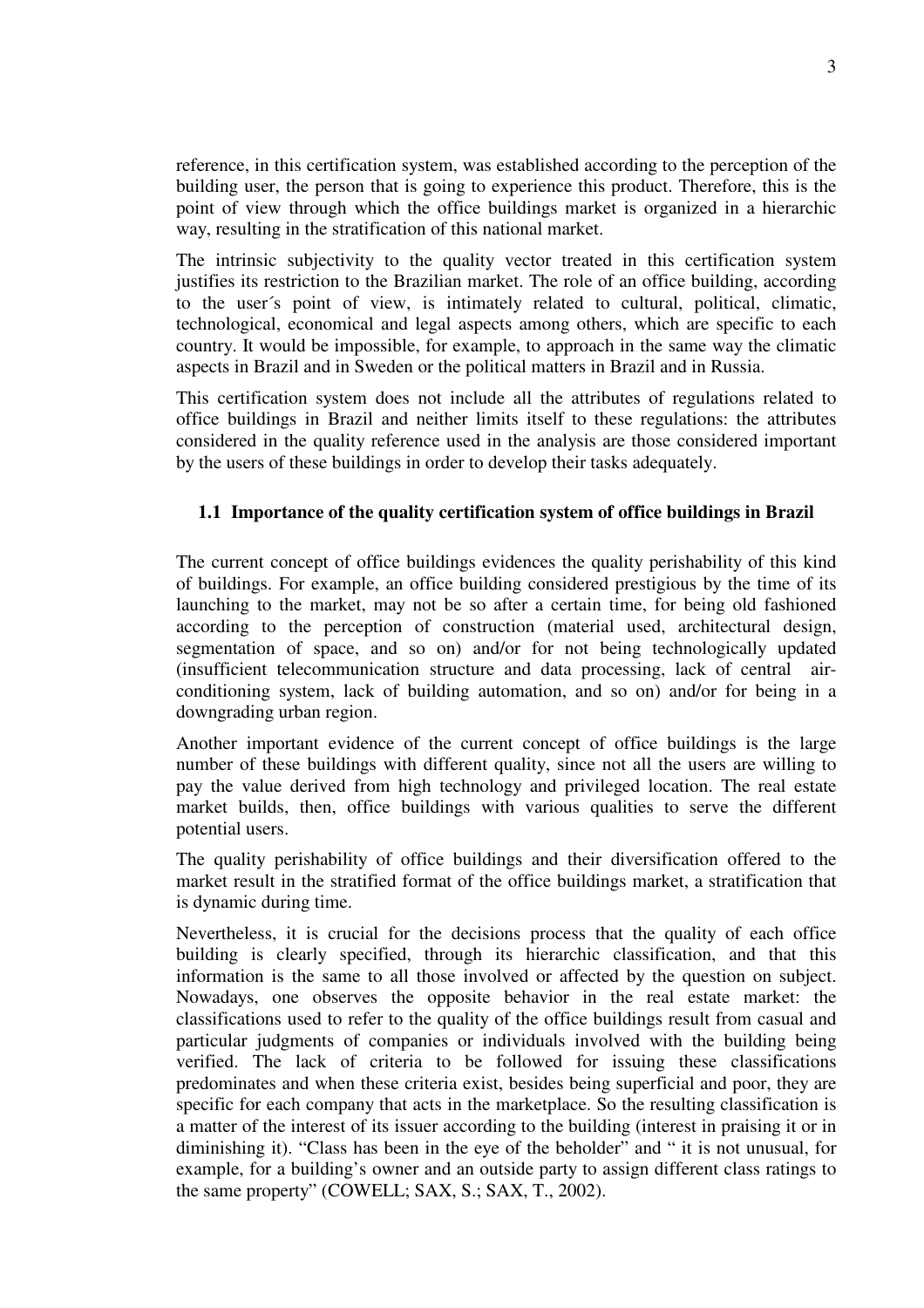reference, in this certification system, was established according to the perception of the building user, the person that is going to experience this product. Therefore, this is the point of view through which the office buildings market is organized in a hierarchic way, resulting in the stratification of this national market.

The intrinsic subjectivity to the quality vector treated in this certification system justifies its restriction to the Brazilian market. The role of an office building, according to the user´s point of view, is intimately related to cultural, political, climatic, technological, economical and legal aspects among others, which are specific to each country. It would be impossible, for example, to approach in the same way the climatic aspects in Brazil and in Sweden or the political matters in Brazil and in Russia.

This certification system does not include all the attributes of regulations related to office buildings in Brazil and neither limits itself to these regulations: the attributes considered in the quality reference used in the analysis are those considered important by the users of these buildings in order to develop their tasks adequately.

## 1.1 Importance of the quality certification system of office buildings in Brazil

The current concept of office buildings evidences the quality perishability of this kind of buildings. For example, an office building considered prestigious by the time of its launching to the market, may not be so after a certain time, for being old fashioned according to the perception of construction (material used, architectural design, segmentation of space, and so on) and/or for not being technologically updated (insufficient telecommunication structure and data processing, lack of central air-conditioning system, lack of building automation, and so on) and/or for being in a downgrading urban region.

Another important evidence of the current concept of office buildings is the large number of these buildings with different quality, since not all the users are willing to pay the value derived from high technology and privileged location. The real estate market builds, then, office buildings with various qualities to serve the different potential users.

The quality perishability of office buildings and their diversification offered to the market result in the stratified format of the office buildings market, a stratification that is dynamic during time.

Nevertheless, it is crucial for the decisions process that the quality of each office building is clearly specified, through its hierarchic classification, and that this information is the same to all those involved or affected by the question on subject. Nowadays, one observes the opposite behavior in the real estate market: the classifications used to refer to the quality of the office buildings result from casual and particular judgments of companies or individuals involved with the building being verified. The lack of criteria to be followed for issuing these classifications predominates and when these criteria exist, besides being superficial and poor, they are specific for each company that acts in the marketplace. So the resulting classification is a matter of the interest of its issuer according to the building (interest in praising it or in diminishing it). "Class has been in the eye of the beholder" and " it is not unusual, for example, for a building's owner and an outside party to assign different class ratings to the same property" (COWELL; SAX, S.; SAX, T., 2002).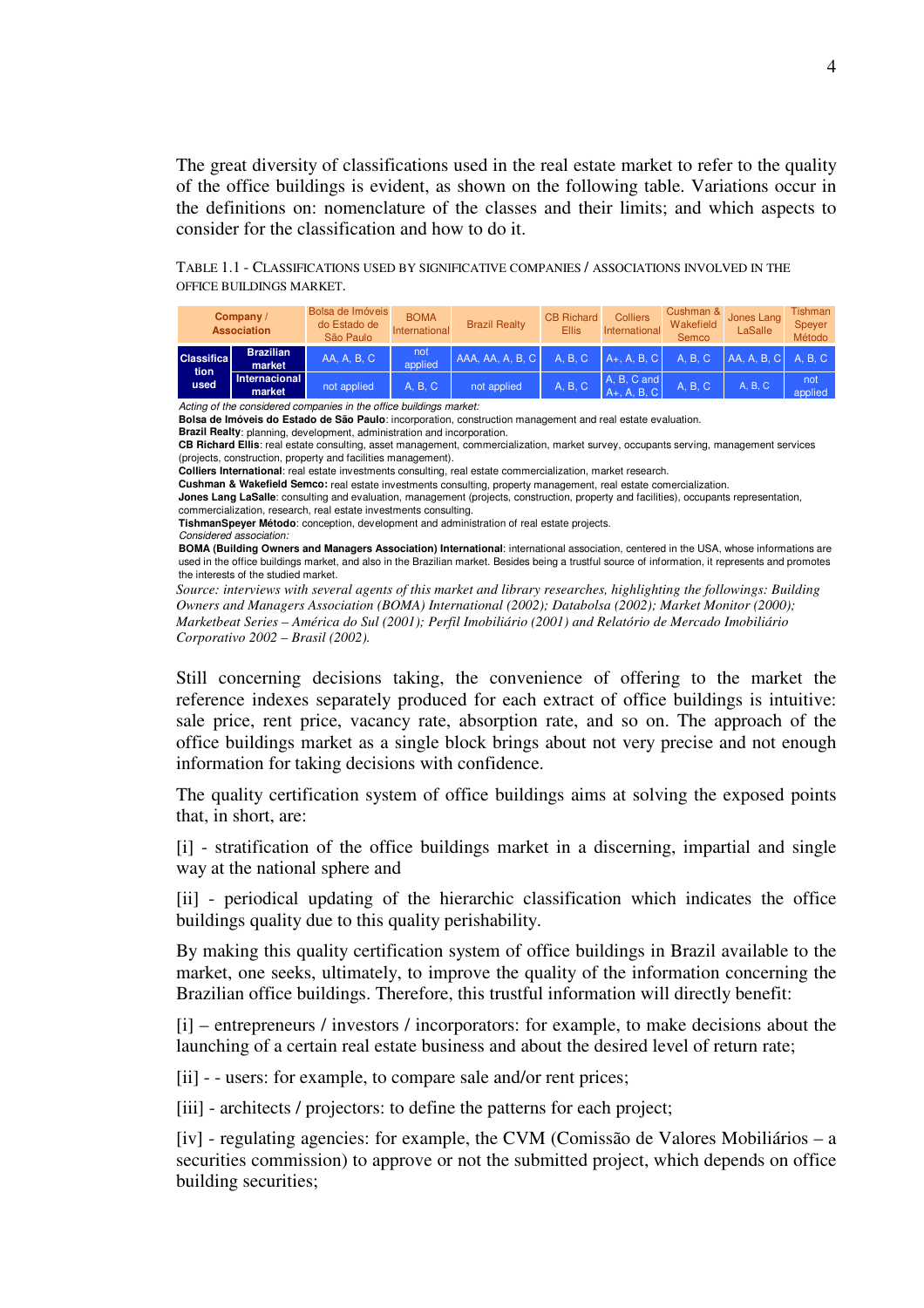The great diversity of classifications used in the real estate market to refer to the quality of the office buildings is evident, as shown on the following table. Variations occur in the definitions on: nomenclature of the classes and their limits; and which aspects to consider for the classification and how to do it.

TABLE 1.1 - CLASSIFICATIONS USED BY SIGNIFICATIVE COMPANIES / ASSOCIATIONS INVOLVED IN THE OFFICE BUILDINGS MARKET.

| Company / Association | | Bolsa de Imóveis do Estado de São Paulo | BOMA International | Brazil Realty | CB Richard Ellis | Colliers International | Cushman & Wakefield Semco | Jones Lang LaSalle | Tishman Speyer Método |
|---|---|---|---|---|---|---|---|---|---|
| Classification used | Brazilian market | AA, A, B, C | not applied | AAA, AA, A, B, C | A, B, C | A+, A, B, C | A, B, C | AA, A, B, C | A, B, C |
| | Internacional market | not applied | A, B, C | not applied | A, B, C | A, B, C and A+, A, B, C | A, B, C | A, B, C | not applied |

*Acting of the considered companies in the office buildings market:*

**Bolsa de Imóveis do Estado de São Paulo**: incorporation, construction management and real estate evaluation.

**Brazil Realty**: planning, development, administration and incorporation.

**CB Richard Ellis**: real estate consulting, asset management, commercialization, market survey, occupants serving, management services (projects, construction, property and facilities management).

**Colliers International**: real estate investments consulting, real estate commercialization, market research.

**Cushman & Wakefield Semco:** real estate investments consulting, property management, real estate comercialization.

**Jones Lang LaSalle**: consulting and evaluation, management (projects, construction, property and facilities), occupants representation, commercialization, research, real estate investments consulting.

**TishmanSpeyer Método**: conception, development and administration of real estate projects.

*Considered association:*

**BOMA (Building Owners and Managers Association) International**: international association, centered in the USA, whose informations are used in the office buildings market, and also in the Brazilian market. Besides being a trustful source of information, it represents and promotes the interests of the studied market.

*Source: interviews with several agents of this market and library researches, highlighting the followings: Building Owners and Managers Association (BOMA) International (2002); Databolsa (2002); Market Monitor (2000); Marketbeat Series – América do Sul (2001); Perfil Imobiliário (2001) and Relatório de Mercado Imobiliário Corporativo 2002 – Brasil (2002).*

Still concerning decisions taking, the convenience of offering to the market the reference indexes separately produced for each extract of office buildings is intuitive: sale price, rent price, vacancy rate, absorption rate, and so on. The approach of the office buildings market as a single block brings about not very precise and not enough information for taking decisions with confidence.

The quality certification system of office buildings aims at solving the exposed points that, in short, are:

[i] - stratification of the office buildings market in a discerning, impartial and single way at the national sphere and

[ii] - periodical updating of the hierarchic classification which indicates the office buildings quality due to this quality perishability.

By making this quality certification system of office buildings in Brazil available to the market, one seeks, ultimately, to improve the quality of the information concerning the Brazilian office buildings. Therefore, this trustful information will directly benefit:

[i] – entrepreneurs / investors / incorporators: for example, to make decisions about the launching of a certain real estate business and about the desired level of return rate;

[ii] - - users: for example, to compare sale and/or rent prices;

[iii] - architects / projectors: to define the patterns for each project;

[iv] - regulating agencies: for example, the CVM (Comissão de Valores Mobiliários – a securities commission) to approve or not the submitted project, which depends on office building securities;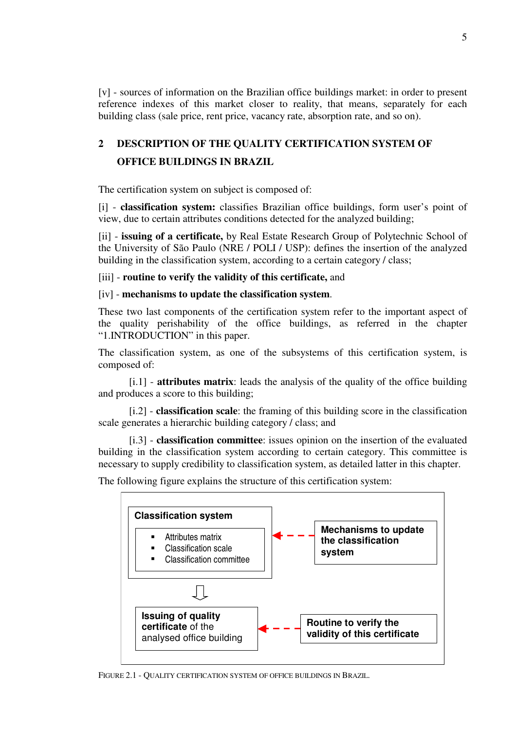[v] - sources of information on the Brazilian office buildings market: in order to present reference indexes of this market closer to reality, that means, separately for each building class (sale price, rent price, vacancy rate, absorption rate, and so on).

## 2 DESCRIPTION OF THE QUALITY CERTIFICATION SYSTEM OF OFFICE BUILDINGS IN BRAZIL

The certification system on subject is composed of:

[i] - **classification system:** classifies Brazilian office buildings, form user's point of view, due to certain attributes conditions detected for the analyzed building;

[ii] - **issuing of a certificate,** by Real Estate Research Group of Polytechnic School of the University of São Paulo (NRE / POLI / USP): defines the insertion of the analyzed building in the classification system, according to a certain category / class;

[iii] - **routine to verify the validity of this certificate,** and

[iv] - **mechanisms to update the classification system**.

These two last components of the certification system refer to the important aspect of the quality perishability of the office buildings, as referred in the chapter "1.INTRODUCTION" in this paper.

The classification system, as one of the subsystems of this certification system, is composed of:

[i.1] - **attributes matrix**: leads the analysis of the quality of the office building and produces a score to this building;

[i.2] - **classification scale**: the framing of this building score in the classification scale generates a hierarchic building category / class; and

[i.3] - **classification committee**: issues opinion on the insertion of the evaluated building in the classification system according to certain category. This committee is necessary to supply credibility to classification system, as detailed latter in this chapter.

The following figure explains the structure of this certification system:

**Classification system**
- Attributes matrix
- Classification scale
- Classification committee

**Mechanisms to update the classification system**

**Issuing of quality certificate** of the analysed office building

**Routine to verify the validity of this certificate**

FIGURE 2.1 - QUALITY CERTIFICATION SYSTEM OF OFFICE BUILDINGS IN BRAZIL.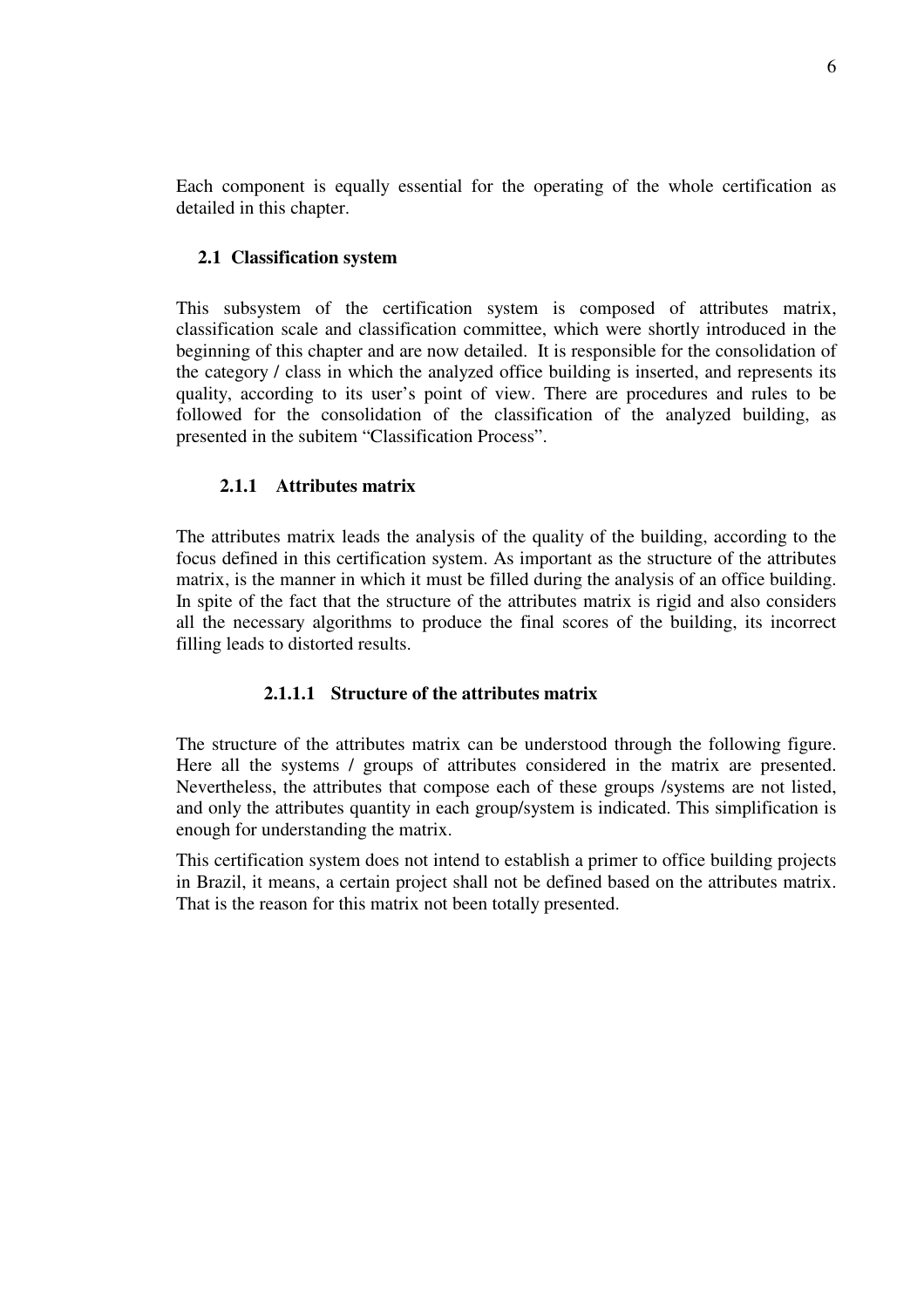Each component is equally essential for the operating of the whole certification as detailed in this chapter.

## 2.1 Classification system

This subsystem of the certification system is composed of attributes matrix, classification scale and classification committee, which were shortly introduced in the beginning of this chapter and are now detailed. It is responsible for the consolidation of the category / class in which the analyzed office building is inserted, and represents its quality, according to its user's point of view. There are procedures and rules to be followed for the consolidation of the classification of the analyzed building, as presented in the subitem "Classification Process".

### 2.1.1 Attributes matrix

The attributes matrix leads the analysis of the quality of the building, according to the focus defined in this certification system. As important as the structure of the attributes matrix, is the manner in which it must be filled during the analysis of an office building. In spite of the fact that the structure of the attributes matrix is rigid and also considers all the necessary algorithms to produce the final scores of the building, its incorrect filling leads to distorted results.

#### 2.1.1.1 Structure of the attributes matrix

The structure of the attributes matrix can be understood through the following figure. Here all the systems / groups of attributes considered in the matrix are presented. Nevertheless, the attributes that compose each of these groups /systems are not listed, and only the attributes quantity in each group/system is indicated. This simplification is enough for understanding the matrix.

This certification system does not intend to establish a primer to office building projects in Brazil, it means, a certain project shall not be defined based on the attributes matrix. That is the reason for this matrix not been totally presented.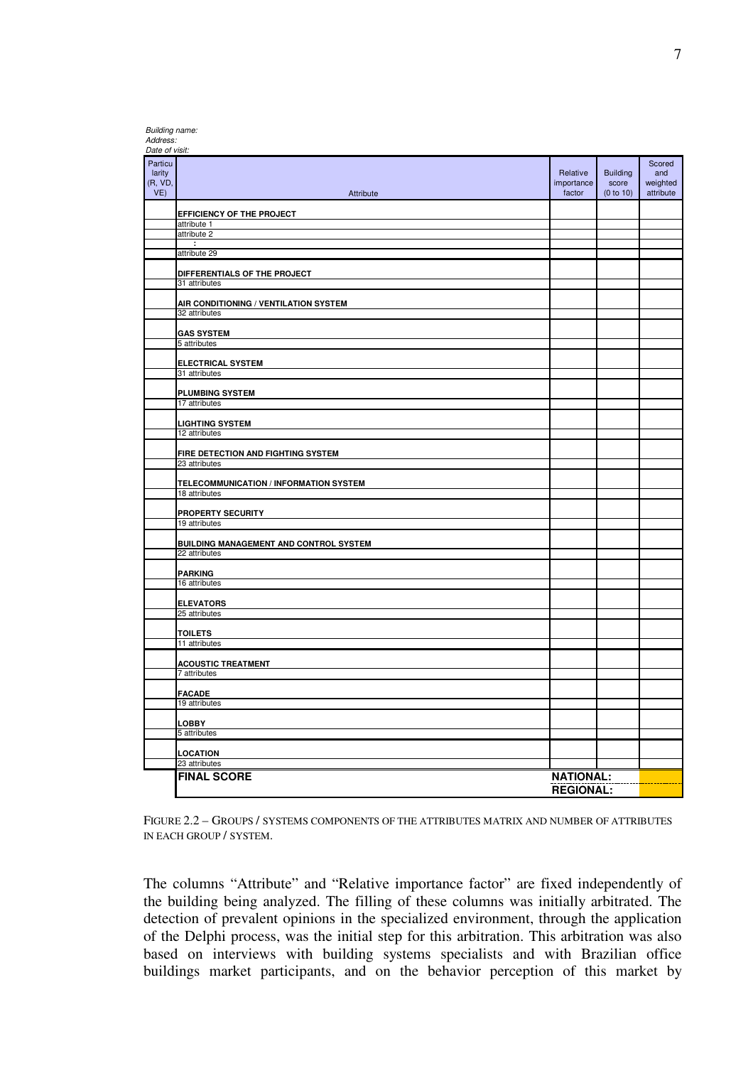*Building name:*
*Address:*
*Date of visit:*

| Particularity (R, VD, VE) | Attribute | Relative importance factor | Building score (0 to 10) | Scored and weighted attribute |
|---|---|---|---|---|
| | **EFFICIENCY OF THE PROJECT** | | | |
| | attribute 1 | | | |
| | attribute 2 | | | |
| | : | | | |
| | attribute 29 | | | |
| | **DIFFERENTIALS OF THE PROJECT** | | | |
| | 31 attributes | | | |
| | **AIR CONDITIONING / VENTILATION SYSTEM** | | | |
| | 32 attributes | | | |
| | **GAS SYSTEM** | | | |
| | 5 attributes | | | |
| | **ELECTRICAL SYSTEM** | | | |
| | 31 attributes | | | |
| | **PLUMBING SYSTEM** | | | |
| | 17 attributes | | | |
| | **LIGHTING SYSTEM** | | | |
| | 12 attributes | | | |
| | **FIRE DETECTION AND FIGHTING SYSTEM** | | | |
| | 23 attributes | | | |
| | **TELECOMMUNICATION / INFORMATION SYSTEM** | | | |
| | 18 attributes | | | |
| | **PROPERTY SECURITY** | | | |
| | 19 attributes | | | |
| | **BUILDING MANAGEMENT AND CONTROL SYSTEM** | | | |
| | 22 attributes | | | |
| | **PARKING** | | | |
| | 16 attributes | | | |
| | **ELEVATORS** | | | |
| | 25 attributes | | | |
| | **TOILETS** | | | |
| | 11 attributes | | | |
| | **ACOUSTIC TREATMENT** | | | |
| | 7 attributes | | | |
| | **FACADE** | | | |
| | 19 attributes | | | |
| | **LOBBY** | | | |
| | 5 attributes | | | |
| | **LOCATION** | | | |
| | 23 attributes | | | |
| | **FINAL SCORE** | **NATIONAL:** | | |
| | | **REGIONAL:** | | |

FIGURE 2.2 – GROUPS / SYSTEMS COMPONENTS OF THE ATTRIBUTES MATRIX AND NUMBER OF ATTRIBUTES IN EACH GROUP / SYSTEM.

The columns "Attribute" and "Relative importance factor" are fixed independently of the building being analyzed. The filling of these columns was initially arbitrated. The detection of prevalent opinions in the specialized environment, through the application of the Delphi process, was the initial step for this arbitration. This arbitration was also based on interviews with building systems specialists and with Brazilian office buildings market participants, and on the behavior perception of this market by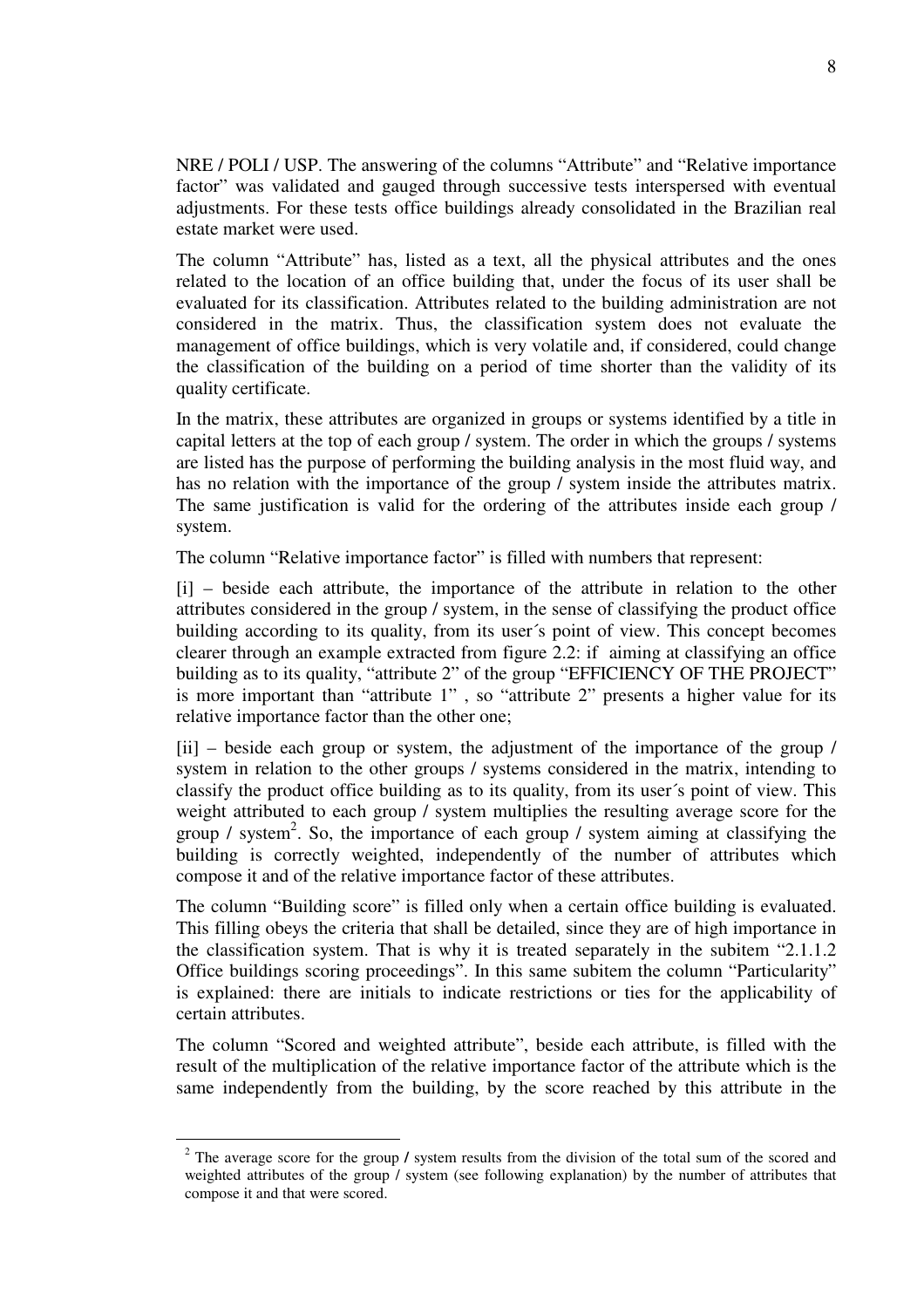NRE / POLI / USP. The answering of the columns "Attribute" and "Relative importance factor" was validated and gauged through successive tests interspersed with eventual adjustments. For these tests office buildings already consolidated in the Brazilian real estate market were used.

The column "Attribute" has, listed as a text, all the physical attributes and the ones related to the location of an office building that, under the focus of its user shall be evaluated for its classification. Attributes related to the building administration are not considered in the matrix. Thus, the classification system does not evaluate the management of office buildings, which is very volatile and, if considered, could change the classification of the building on a period of time shorter than the validity of its quality certificate.

In the matrix, these attributes are organized in groups or systems identified by a title in capital letters at the top of each group / system. The order in which the groups / systems are listed has the purpose of performing the building analysis in the most fluid way, and has no relation with the importance of the group / system inside the attributes matrix. The same justification is valid for the ordering of the attributes inside each group / system.

The column "Relative importance factor" is filled with numbers that represent:

[i] – beside each attribute, the importance of the attribute in relation to the other attributes considered in the group / system, in the sense of classifying the product office building according to its quality, from its user´s point of view. This concept becomes clearer through an example extracted from figure 2.2: if aiming at classifying an office building as to its quality, "attribute 2" of the group "EFFICIENCY OF THE PROJECT" is more important than "attribute 1" , so "attribute 2" presents a higher value for its relative importance factor than the other one;

[ii] – beside each group or system, the adjustment of the importance of the group / system in relation to the other groups / systems considered in the matrix, intending to classify the product office building as to its quality, from its user´s point of view. This weight attributed to each group / system multiplies the resulting average score for the group / system[2]. So, the importance of each group / system aiming at classifying the building is correctly weighted, independently of the number of attributes which compose it and of the relative importance factor of these attributes.

The column "Building score" is filled only when a certain office building is evaluated. This filling obeys the criteria that shall be detailed, since they are of high importance in the classification system. That is why it is treated separately in the subitem "2.1.1.2 Office buildings scoring proceedings". In this same subitem the column "Particularity" is explained: there are initials to indicate restrictions or ties for the applicability of certain attributes.

The column "Scored and weighted attribute", beside each attribute, is filled with the result of the multiplication of the relative importance factor of the attribute which is the same independently from the building, by the score reached by this attribute in the

[2] The average score for the group / system results from the division of the total sum of the scored and weighted attributes of the group / system (see following explanation) by the number of attributes that compose it and that were scored.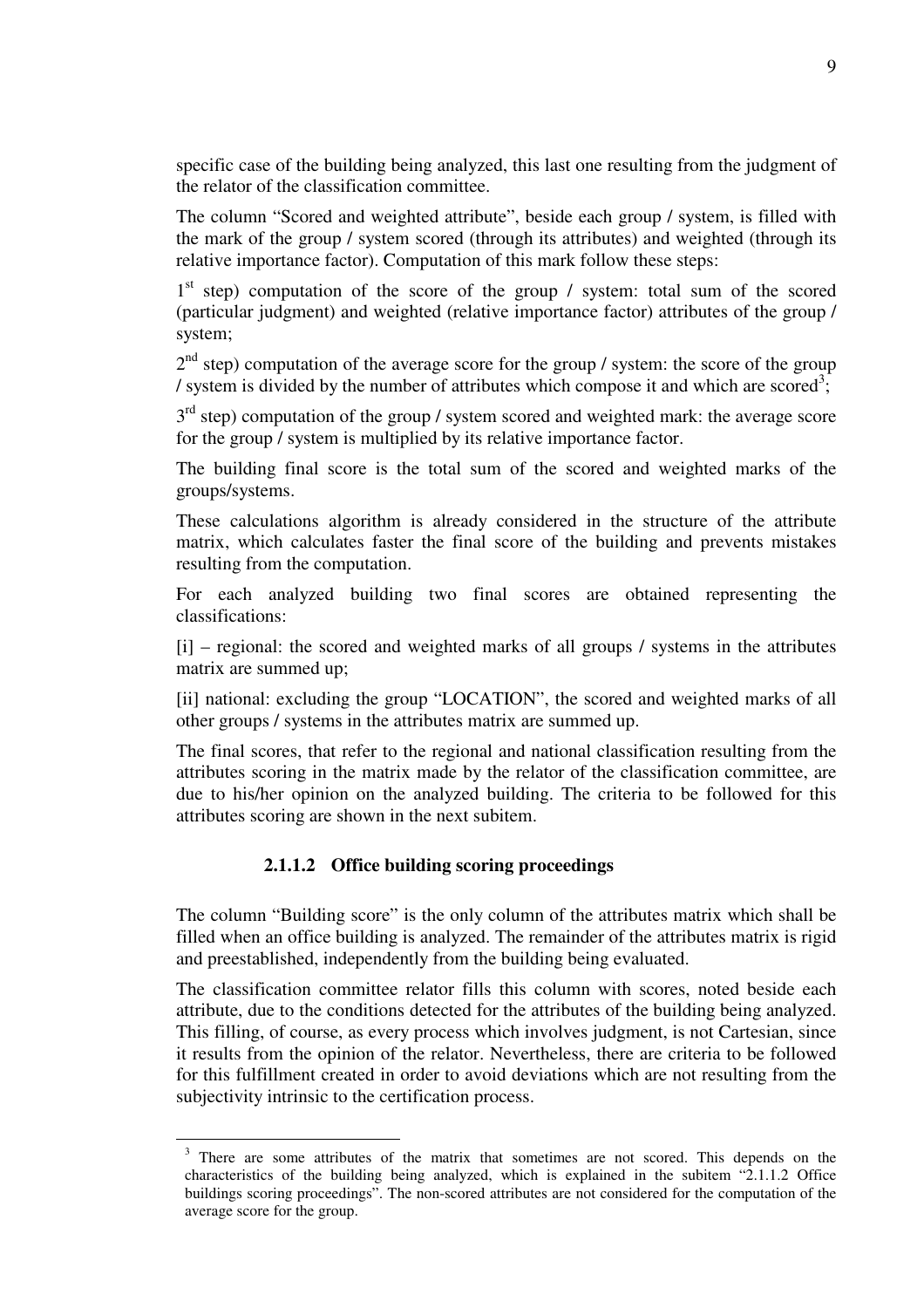specific case of the building being analyzed, this last one resulting from the judgment of the relator of the classification committee.

The column "Scored and weighted attribute", beside each group / system, is filled with the mark of the group / system scored (through its attributes) and weighted (through its relative importance factor). Computation of this mark follow these steps:

1st step) computation of the score of the group / system: total sum of the scored (particular judgment) and weighted (relative importance factor) attributes of the group / system;

2nd step) computation of the average score for the group / system: the score of the group / system is divided by the number of attributes which compose it and which are scored[3];

3rd step) computation of the group / system scored and weighted mark: the average score for the group / system is multiplied by its relative importance factor.

The building final score is the total sum of the scored and weighted marks of the groups/systems.

These calculations algorithm is already considered in the structure of the attribute matrix, which calculates faster the final score of the building and prevents mistakes resulting from the computation.

For each analyzed building two final scores are obtained representing the classifications:

[i] – regional: the scored and weighted marks of all groups / systems in the attributes matrix are summed up;

[ii] national: excluding the group "LOCATION", the scored and weighted marks of all other groups / systems in the attributes matrix are summed up.

The final scores, that refer to the regional and national classification resulting from the attributes scoring in the matrix made by the relator of the classification committee, are due to his/her opinion on the analyzed building. The criteria to be followed for this attributes scoring are shown in the next subitem.

#### 2.1.1.2 Office building scoring proceedings

The column "Building score" is the only column of the attributes matrix which shall be filled when an office building is analyzed. The remainder of the attributes matrix is rigid and preestablished, independently from the building being evaluated.

The classification committee relator fills this column with scores, noted beside each attribute, due to the conditions detected for the attributes of the building being analyzed. This filling, of course, as every process which involves judgment, is not Cartesian, since it results from the opinion of the relator. Nevertheless, there are criteria to be followed for this fulfillment created in order to avoid deviations which are not resulting from the subjectivity intrinsic to the certification process.

---

[3] There are some attributes of the matrix that sometimes are not scored. This depends on the characteristics of the building being analyzed, which is explained in the subitem "2.1.1.2 Office buildings scoring proceedings". The non-scored attributes are not considered for the computation of the average score for the group.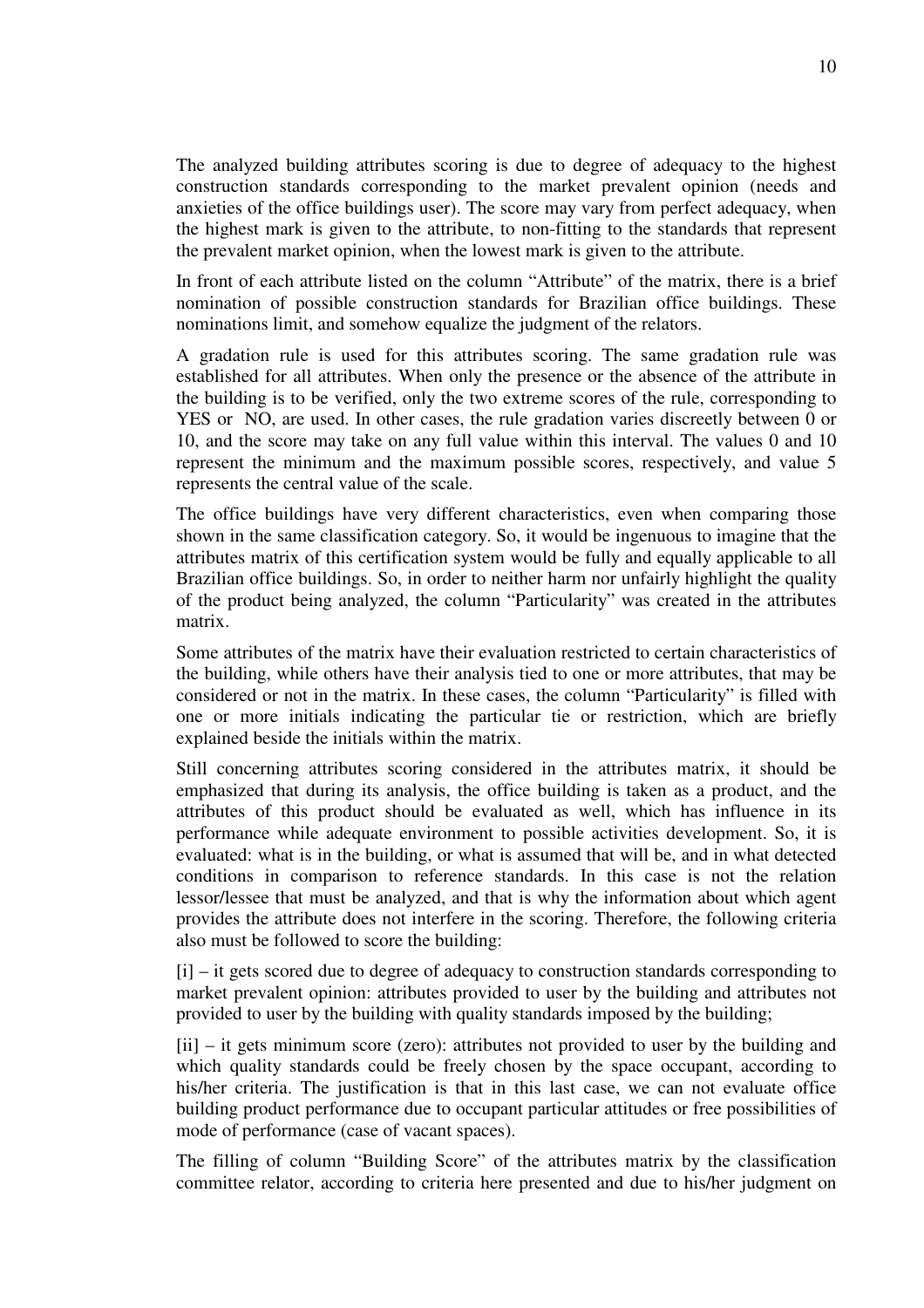The analyzed building attributes scoring is due to degree of adequacy to the highest construction standards corresponding to the market prevalent opinion (needs and anxieties of the office buildings user). The score may vary from perfect adequacy, when the highest mark is given to the attribute, to non-fitting to the standards that represent the prevalent market opinion, when the lowest mark is given to the attribute.

In front of each attribute listed on the column "Attribute" of the matrix, there is a brief nomination of possible construction standards for Brazilian office buildings. These nominations limit, and somehow equalize the judgment of the relators.

A gradation rule is used for this attributes scoring. The same gradation rule was established for all attributes. When only the presence or the absence of the attribute in the building is to be verified, only the two extreme scores of the rule, corresponding to YES or NO, are used. In other cases, the rule gradation varies discreetly between 0 or 10, and the score may take on any full value within this interval. The values 0 and 10 represent the minimum and the maximum possible scores, respectively, and value 5 represents the central value of the scale.

The office buildings have very different characteristics, even when comparing those shown in the same classification category. So, it would be ingenuous to imagine that the attributes matrix of this certification system would be fully and equally applicable to all Brazilian office buildings. So, in order to neither harm nor unfairly highlight the quality of the product being analyzed, the column "Particularity" was created in the attributes matrix.

Some attributes of the matrix have their evaluation restricted to certain characteristics of the building, while others have their analysis tied to one or more attributes, that may be considered or not in the matrix. In these cases, the column "Particularity" is filled with one or more initials indicating the particular tie or restriction, which are briefly explained beside the initials within the matrix.

Still concerning attributes scoring considered in the attributes matrix, it should be emphasized that during its analysis, the office building is taken as a product, and the attributes of this product should be evaluated as well, which has influence in its performance while adequate environment to possible activities development. So, it is evaluated: what is in the building, or what is assumed that will be, and in what detected conditions in comparison to reference standards. In this case is not the relation lessor/lessee that must be analyzed, and that is why the information about which agent provides the attribute does not interfere in the scoring. Therefore, the following criteria also must be followed to score the building:

[i] – it gets scored due to degree of adequacy to construction standards corresponding to market prevalent opinion: attributes provided to user by the building and attributes not provided to user by the building with quality standards imposed by the building;

[ii] – it gets minimum score (zero): attributes not provided to user by the building and which quality standards could be freely chosen by the space occupant, according to his/her criteria. The justification is that in this last case, we can not evaluate office building product performance due to occupant particular attitudes or free possibilities of mode of performance (case of vacant spaces).

The filling of column "Building Score" of the attributes matrix by the classification committee relator, according to criteria here presented and due to his/her judgment on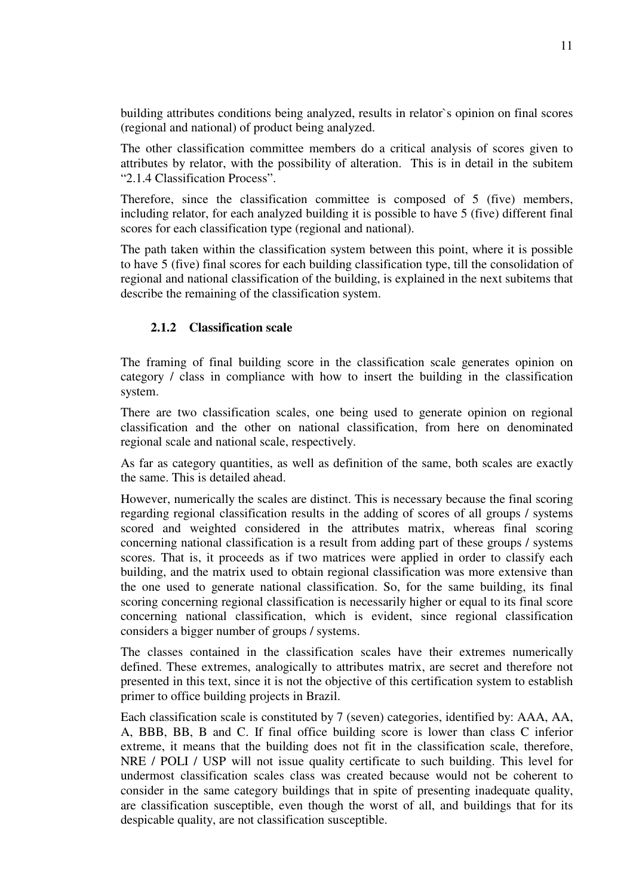building attributes conditions being analyzed, results in relator`s opinion on final scores (regional and national) of product being analyzed.

The other classification committee members do a critical analysis of scores given to attributes by relator, with the possibility of alteration. This is in detail in the subitem "2.1.4 Classification Process".

Therefore, since the classification committee is composed of 5 (five) members, including relator, for each analyzed building it is possible to have 5 (five) different final scores for each classification type (regional and national).

The path taken within the classification system between this point, where it is possible to have 5 (five) final scores for each building classification type, till the consolidation of regional and national classification of the building, is explained in the next subitems that describe the remaining of the classification system.

### 2.1.2 Classification scale

The framing of final building score in the classification scale generates opinion on category / class in compliance with how to insert the building in the classification system.

There are two classification scales, one being used to generate opinion on regional classification and the other on national classification, from here on denominated regional scale and national scale, respectively.

As far as category quantities, as well as definition of the same, both scales are exactly the same. This is detailed ahead.

However, numerically the scales are distinct. This is necessary because the final scoring regarding regional classification results in the adding of scores of all groups / systems scored and weighted considered in the attributes matrix, whereas final scoring concerning national classification is a result from adding part of these groups / systems scores. That is, it proceeds as if two matrices were applied in order to classify each building, and the matrix used to obtain regional classification was more extensive than the one used to generate national classification. So, for the same building, its final scoring concerning regional classification is necessarily higher or equal to its final score concerning national classification, which is evident, since regional classification considers a bigger number of groups / systems.

The classes contained in the classification scales have their extremes numerically defined. These extremes, analogically to attributes matrix, are secret and therefore not presented in this text, since it is not the objective of this certification system to establish primer to office building projects in Brazil.

Each classification scale is constituted by 7 (seven) categories, identified by: AAA, AA, A, BBB, BB, B and C. If final office building score is lower than class C inferior extreme, it means that the building does not fit in the classification scale, therefore, NRE / POLI / USP will not issue quality certificate to such building. This level for undermost classification scales class was created because would not be coherent to consider in the same category buildings that in spite of presenting inadequate quality, are classification susceptible, even though the worst of all, and buildings that for its despicable quality, are not classification susceptible.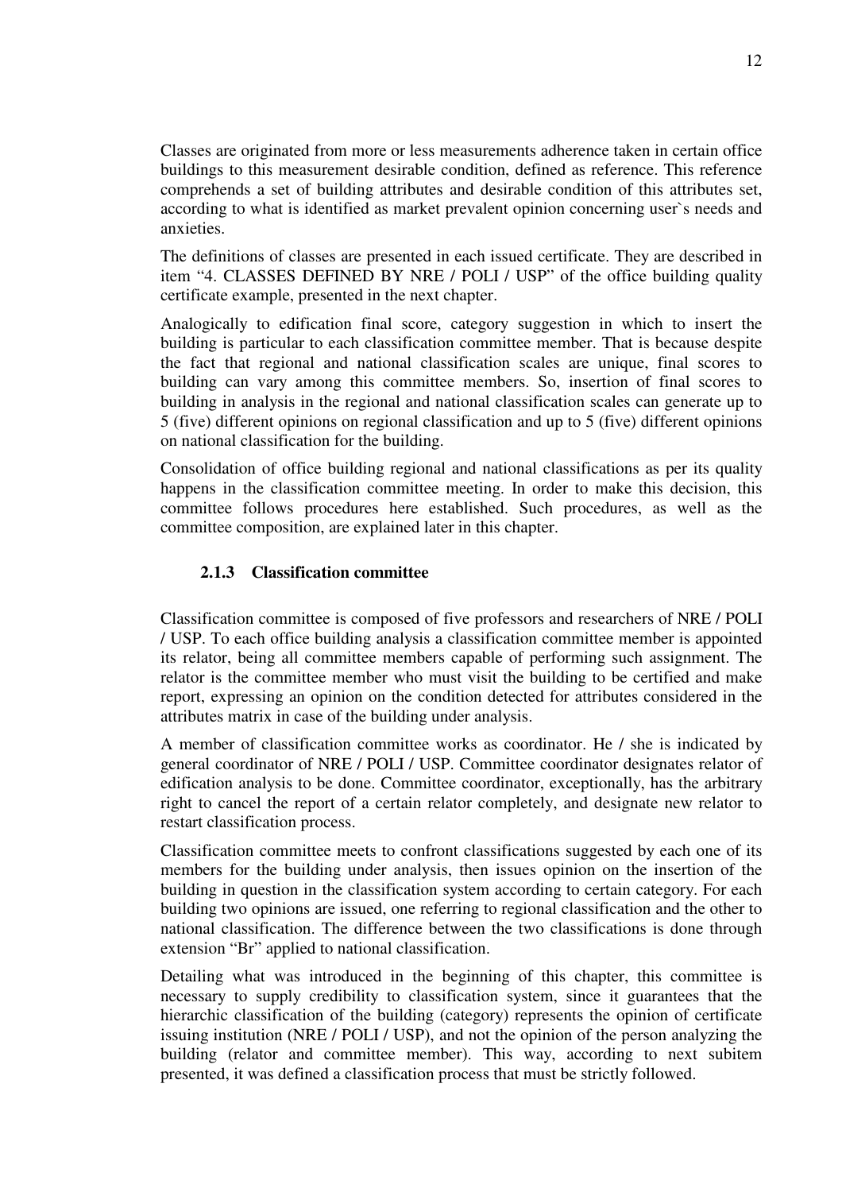Classes are originated from more or less measurements adherence taken in certain office buildings to this measurement desirable condition, defined as reference. This reference comprehends a set of building attributes and desirable condition of this attributes set, according to what is identified as market prevalent opinion concerning user`s needs and anxieties.

The definitions of classes are presented in each issued certificate. They are described in item "4. CLASSES DEFINED BY NRE / POLI / USP" of the office building quality certificate example, presented in the next chapter.

Analogically to edification final score, category suggestion in which to insert the building is particular to each classification committee member. That is because despite the fact that regional and national classification scales are unique, final scores to building can vary among this committee members. So, insertion of final scores to building in analysis in the regional and national classification scales can generate up to 5 (five) different opinions on regional classification and up to 5 (five) different opinions on national classification for the building.

Consolidation of office building regional and national classifications as per its quality happens in the classification committee meeting. In order to make this decision, this committee follows procedures here established. Such procedures, as well as the committee composition, are explained later in this chapter.

### 2.1.3 Classification committee

Classification committee is composed of five professors and researchers of NRE / POLI / USP. To each office building analysis a classification committee member is appointed its relator, being all committee members capable of performing such assignment. The relator is the committee member who must visit the building to be certified and make report, expressing an opinion on the condition detected for attributes considered in the attributes matrix in case of the building under analysis.

A member of classification committee works as coordinator. He / she is indicated by general coordinator of NRE / POLI / USP. Committee coordinator designates relator of edification analysis to be done. Committee coordinator, exceptionally, has the arbitrary right to cancel the report of a certain relator completely, and designate new relator to restart classification process.

Classification committee meets to confront classifications suggested by each one of its members for the building under analysis, then issues opinion on the insertion of the building in question in the classification system according to certain category. For each building two opinions are issued, one referring to regional classification and the other to national classification. The difference between the two classifications is done through extension "Br" applied to national classification.

Detailing what was introduced in the beginning of this chapter, this committee is necessary to supply credibility to classification system, since it guarantees that the hierarchic classification of the building (category) represents the opinion of certificate issuing institution (NRE / POLI / USP), and not the opinion of the person analyzing the building (relator and committee member). This way, according to next subitem presented, it was defined a classification process that must be strictly followed.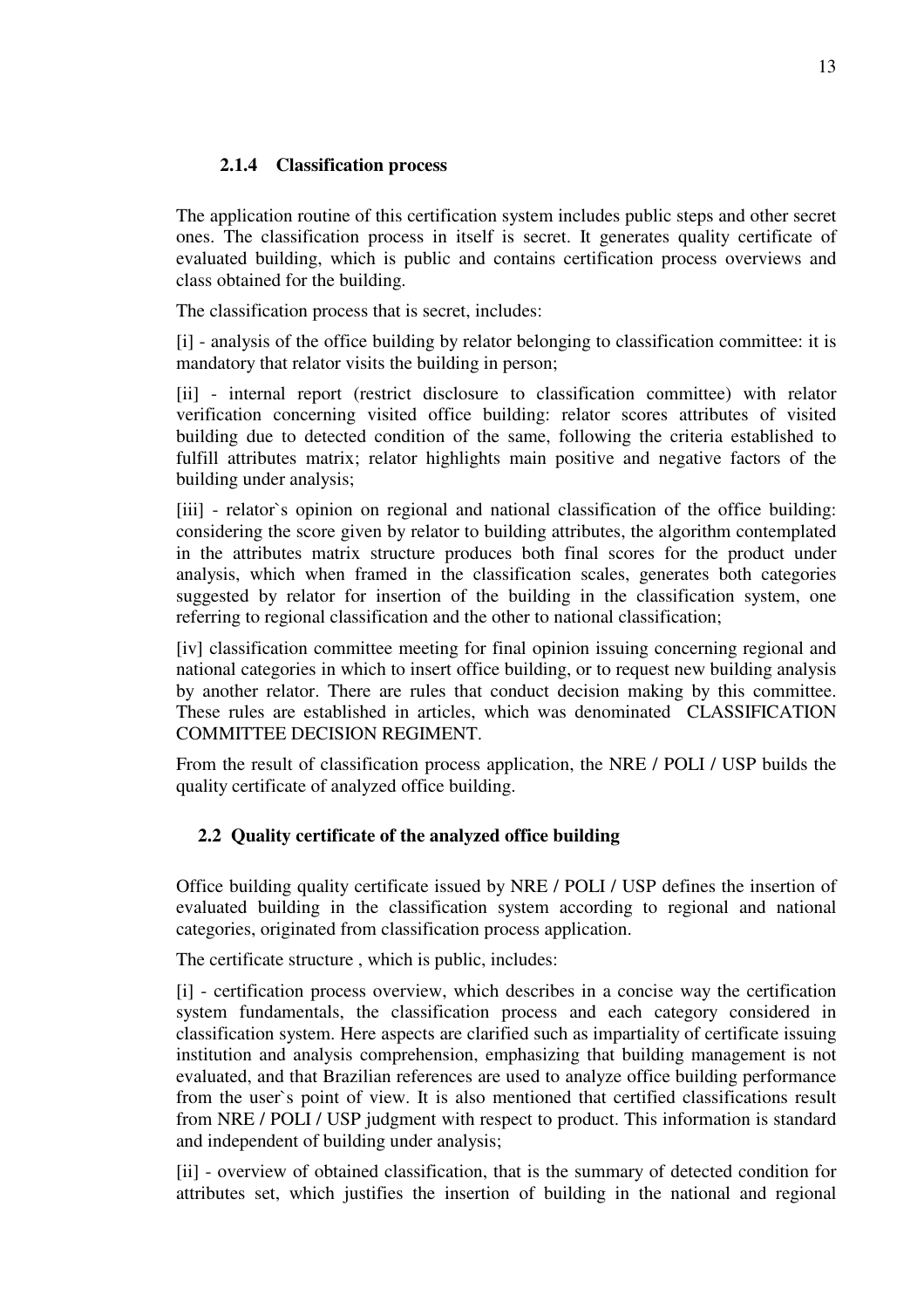### 2.1.4 Classification process

The application routine of this certification system includes public steps and other secret ones. The classification process in itself is secret. It generates quality certificate of evaluated building, which is public and contains certification process overviews and class obtained for the building.

The classification process that is secret, includes:

[i] - analysis of the office building by relator belonging to classification committee: it is mandatory that relator visits the building in person;

[ii] - internal report (restrict disclosure to classification committee) with relator verification concerning visited office building: relator scores attributes of visited building due to detected condition of the same, following the criteria established to fulfill attributes matrix; relator highlights main positive and negative factors of the building under analysis;

[iii] - relator`s opinion on regional and national classification of the office building: considering the score given by relator to building attributes, the algorithm contemplated in the attributes matrix structure produces both final scores for the product under analysis, which when framed in the classification scales, generates both categories suggested by relator for insertion of the building in the classification system, one referring to regional classification and the other to national classification;

[iv] classification committee meeting for final opinion issuing concerning regional and national categories in which to insert office building, or to request new building analysis by another relator. There are rules that conduct decision making by this committee. These rules are established in articles, which was denominated CLASSIFICATION COMMITTEE DECISION REGIMENT.

From the result of classification process application, the NRE / POLI / USP builds the quality certificate of analyzed office building.

## 2.2 Quality certificate of the analyzed office building

Office building quality certificate issued by NRE / POLI / USP defines the insertion of evaluated building in the classification system according to regional and national categories, originated from classification process application.

The certificate structure , which is public, includes:

[i] - certification process overview, which describes in a concise way the certification system fundamentals, the classification process and each category considered in classification system. Here aspects are clarified such as impartiality of certificate issuing institution and analysis comprehension, emphasizing that building management is not evaluated, and that Brazilian references are used to analyze office building performance from the user`s point of view. It is also mentioned that certified classifications result from NRE / POLI / USP judgment with respect to product. This information is standard and independent of building under analysis;

[ii] - overview of obtained classification, that is the summary of detected condition for attributes set, which justifies the insertion of building in the national and regional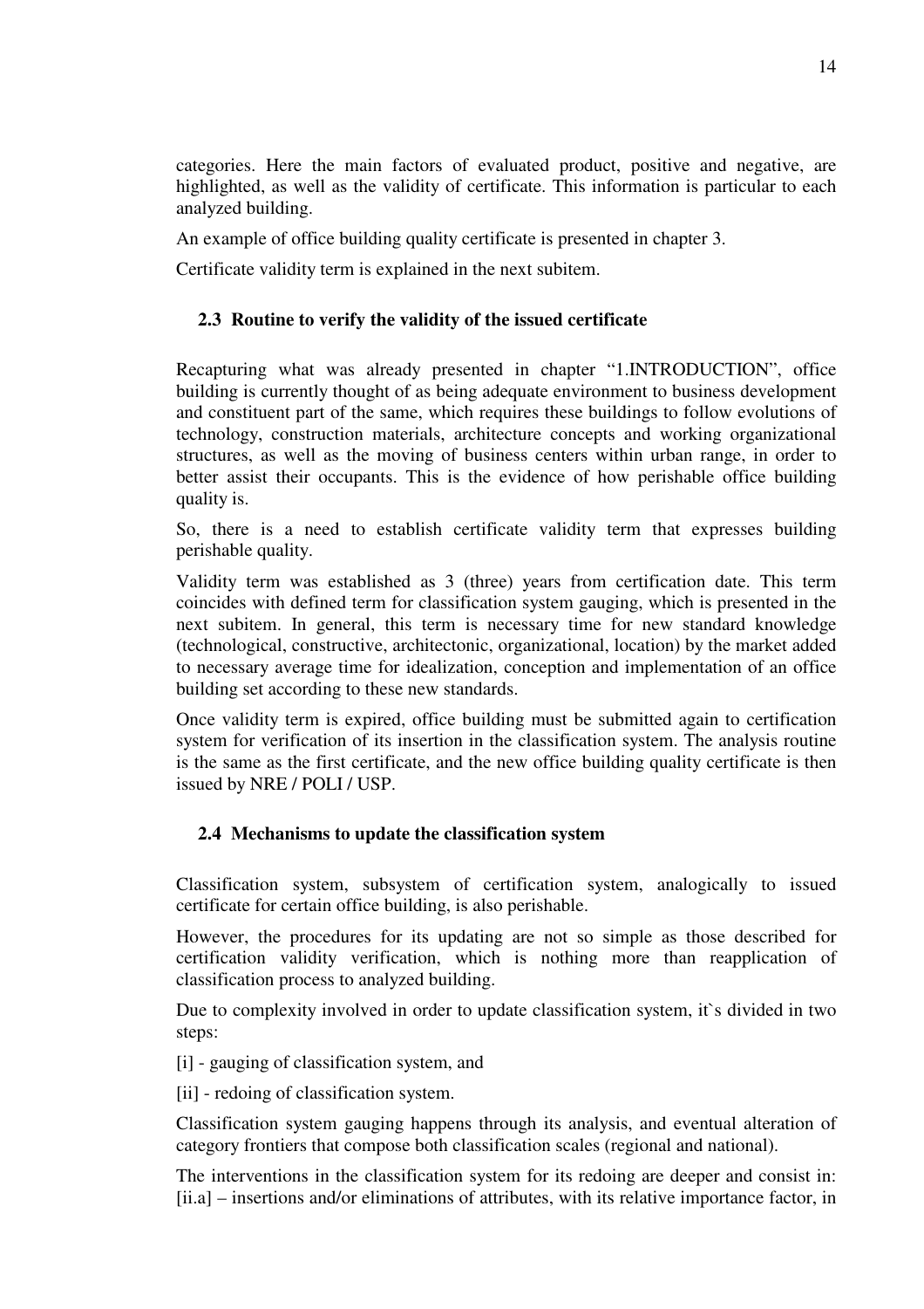categories. Here the main factors of evaluated product, positive and negative, are highlighted, as well as the validity of certificate. This information is particular to each analyzed building.

An example of office building quality certificate is presented in chapter 3.

Certificate validity term is explained in the next subitem.

### 2.3 Routine to verify the validity of the issued certificate

Recapturing what was already presented in chapter "1.INTRODUCTION", office building is currently thought of as being adequate environment to business development and constituent part of the same, which requires these buildings to follow evolutions of technology, construction materials, architecture concepts and working organizational structures, as well as the moving of business centers within urban range, in order to better assist their occupants. This is the evidence of how perishable office building quality is.

So, there is a need to establish certificate validity term that expresses building perishable quality.

Validity term was established as 3 (three) years from certification date. This term coincides with defined term for classification system gauging, which is presented in the next subitem. In general, this term is necessary time for new standard knowledge (technological, constructive, architectonic, organizational, location) by the market added to necessary average time for idealization, conception and implementation of an office building set according to these new standards.

Once validity term is expired, office building must be submitted again to certification system for verification of its insertion in the classification system. The analysis routine is the same as the first certificate, and the new office building quality certificate is then issued by NRE / POLI / USP.

### 2.4 Mechanisms to update the classification system

Classification system, subsystem of certification system, analogically to issued certificate for certain office building, is also perishable.

However, the procedures for its updating are not so simple as those described for certification validity verification, which is nothing more than reapplication of classification process to analyzed building.

Due to complexity involved in order to update classification system, it`s divided in two steps:

[i] - gauging of classification system, and

[ii] - redoing of classification system.

Classification system gauging happens through its analysis, and eventual alteration of category frontiers that compose both classification scales (regional and national).

The interventions in the classification system for its redoing are deeper and consist in: [ii.a] – insertions and/or eliminations of attributes, with its relative importance factor, in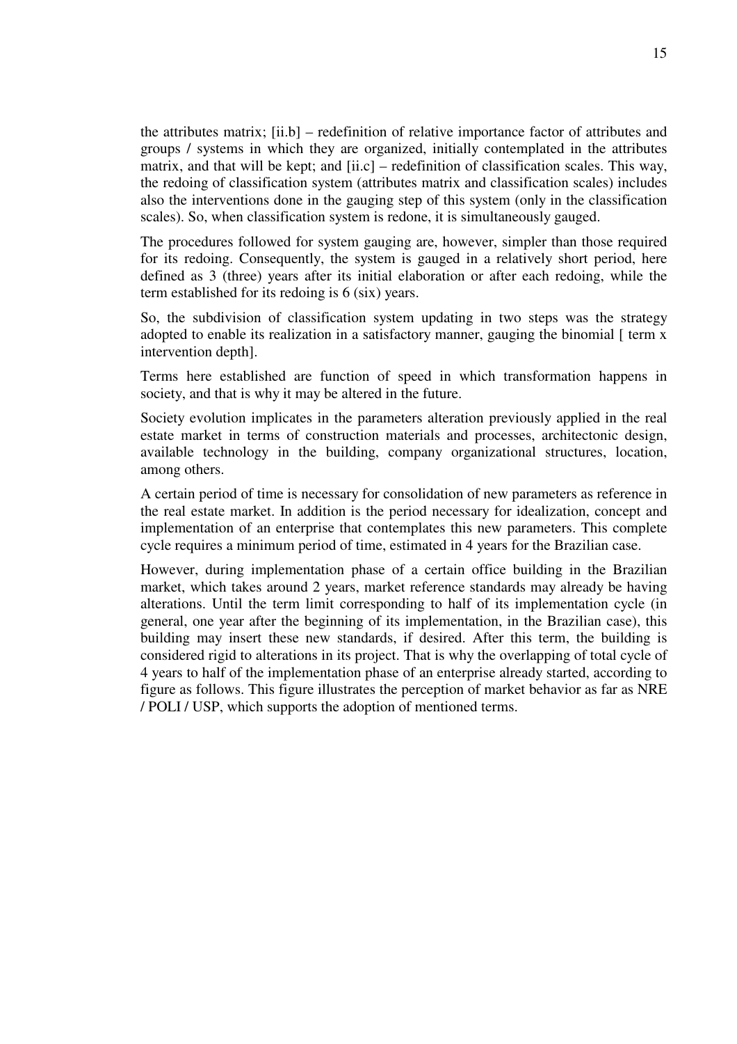the attributes matrix; [ii.b] – redefinition of relative importance factor of attributes and groups / systems in which they are organized, initially contemplated in the attributes matrix, and that will be kept; and [ii.c] – redefinition of classification scales. This way, the redoing of classification system (attributes matrix and classification scales) includes also the interventions done in the gauging step of this system (only in the classification scales). So, when classification system is redone, it is simultaneously gauged.

The procedures followed for system gauging are, however, simpler than those required for its redoing. Consequently, the system is gauged in a relatively short period, here defined as 3 (three) years after its initial elaboration or after each redoing, while the term established for its redoing is 6 (six) years.

So, the subdivision of classification system updating in two steps was the strategy adopted to enable its realization in a satisfactory manner, gauging the binomial [ term x intervention depth].

Terms here established are function of speed in which transformation happens in society, and that is why it may be altered in the future.

Society evolution implicates in the parameters alteration previously applied in the real estate market in terms of construction materials and processes, architectonic design, available technology in the building, company organizational structures, location, among others.

A certain period of time is necessary for consolidation of new parameters as reference in the real estate market. In addition is the period necessary for idealization, concept and implementation of an enterprise that contemplates this new parameters. This complete cycle requires a minimum period of time, estimated in 4 years for the Brazilian case.

However, during implementation phase of a certain office building in the Brazilian market, which takes around 2 years, market reference standards may already be having alterations. Until the term limit corresponding to half of its implementation cycle (in general, one year after the beginning of its implementation, in the Brazilian case), this building may insert these new standards, if desired. After this term, the building is considered rigid to alterations in its project. That is why the overlapping of total cycle of 4 years to half of the implementation phase of an enterprise already started, according to figure as follows. This figure illustrates the perception of market behavior as far as NRE / POLI / USP, which supports the adoption of mentioned terms.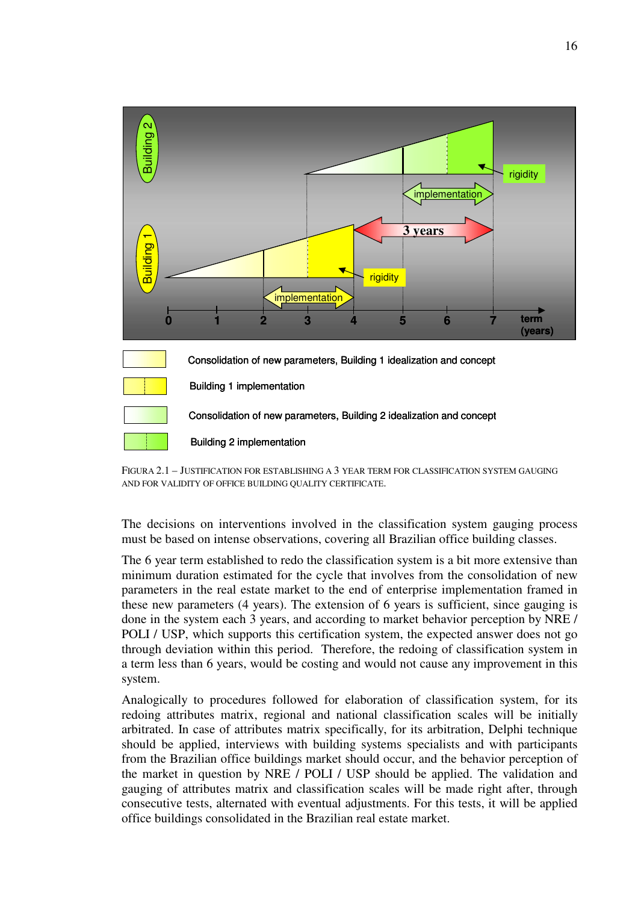FIGURA 2.1 – JUSTIFICATION FOR ESTABLISHING A 3 YEAR TERM FOR CLASSIFICATION SYSTEM GAUGING AND FOR VALIDITY OF OFFICE BUILDING QUALITY CERTIFICATE.

The decisions on interventions involved in the classification system gauging process must be based on intense observations, covering all Brazilian office building classes.

The 6 year term established to redo the classification system is a bit more extensive than minimum duration estimated for the cycle that involves from the consolidation of new parameters in the real estate market to the end of enterprise implementation framed in these new parameters (4 years). The extension of 6 years is sufficient, since gauging is done in the system each 3 years, and according to market behavior perception by NRE / POLI / USP, which supports this certification system, the expected answer does not go through deviation within this period. Therefore, the redoing of classification system in a term less than 6 years, would be costing and would not cause any improvement in this system.

Analogically to procedures followed for elaboration of classification system, for its redoing attributes matrix, regional and national classification scales will be initially arbitrated. In case of attributes matrix specifically, for its arbitration, Delphi technique should be applied, interviews with building systems specialists and with participants from the Brazilian office buildings market should occur, and the behavior perception of the market in question by NRE / POLI / USP should be applied. The validation and gauging of attributes matrix and classification scales will be made right after, through consecutive tests, alternated with eventual adjustments. For this tests, it will be applied office buildings consolidated in the Brazilian real estate market.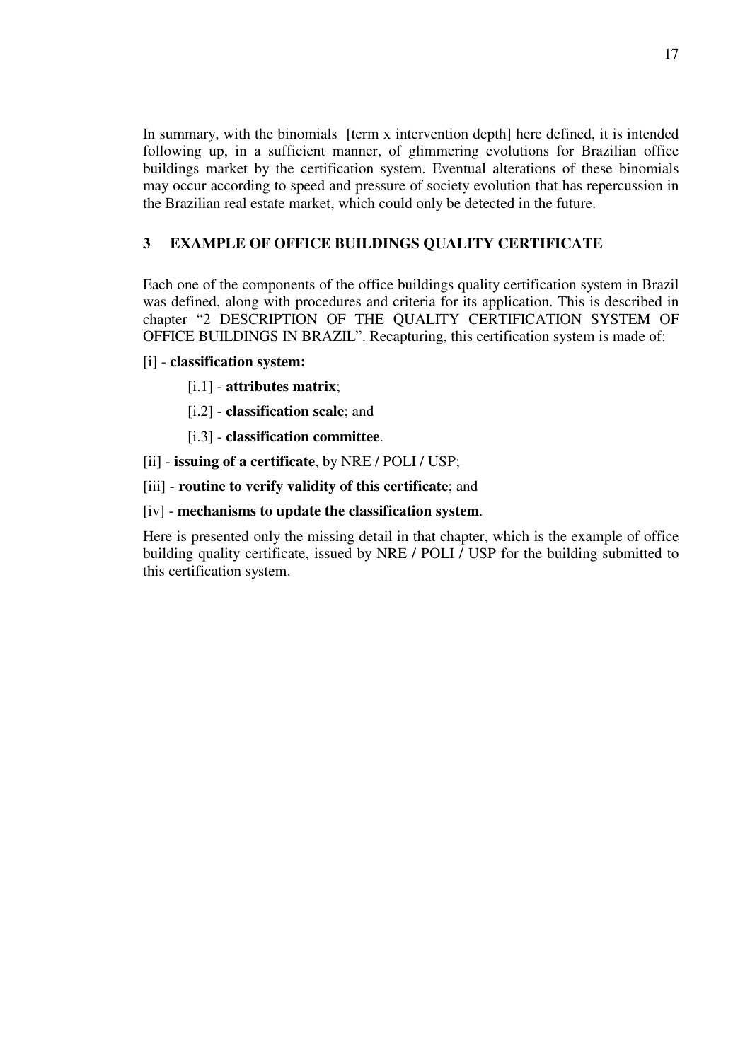In summary, with the binomials [term x intervention depth] here defined, it is intended following up, in a sufficient manner, of glimmering evolutions for Brazilian office buildings market by the certification system. Eventual alterations of these binomials may occur according to speed and pressure of society evolution that has repercussion in the Brazilian real estate market, which could only be detected in the future.

## 3 EXAMPLE OF OFFICE BUILDINGS QUALITY CERTIFICATE

Each one of the components of the office buildings quality certification system in Brazil was defined, along with procedures and criteria for its application. This is described in chapter "2 DESCRIPTION OF THE QUALITY CERTIFICATION SYSTEM OF OFFICE BUILDINGS IN BRAZIL". Recapturing, this certification system is made of:

[i] - **classification system:**

- [i.1] - **attributes matrix**;
- [i.2] - **classification scale**; and
- [i.3] - **classification committee**.

[ii] - **issuing of a certificate**, by NRE / POLI / USP;

[iii] - **routine to verify validity of this certificate**; and

[iv] - **mechanisms to update the classification system**.

Here is presented only the missing detail in that chapter, which is the example of office building quality certificate, issued by NRE / POLI / USP for the building submitted to this certification system.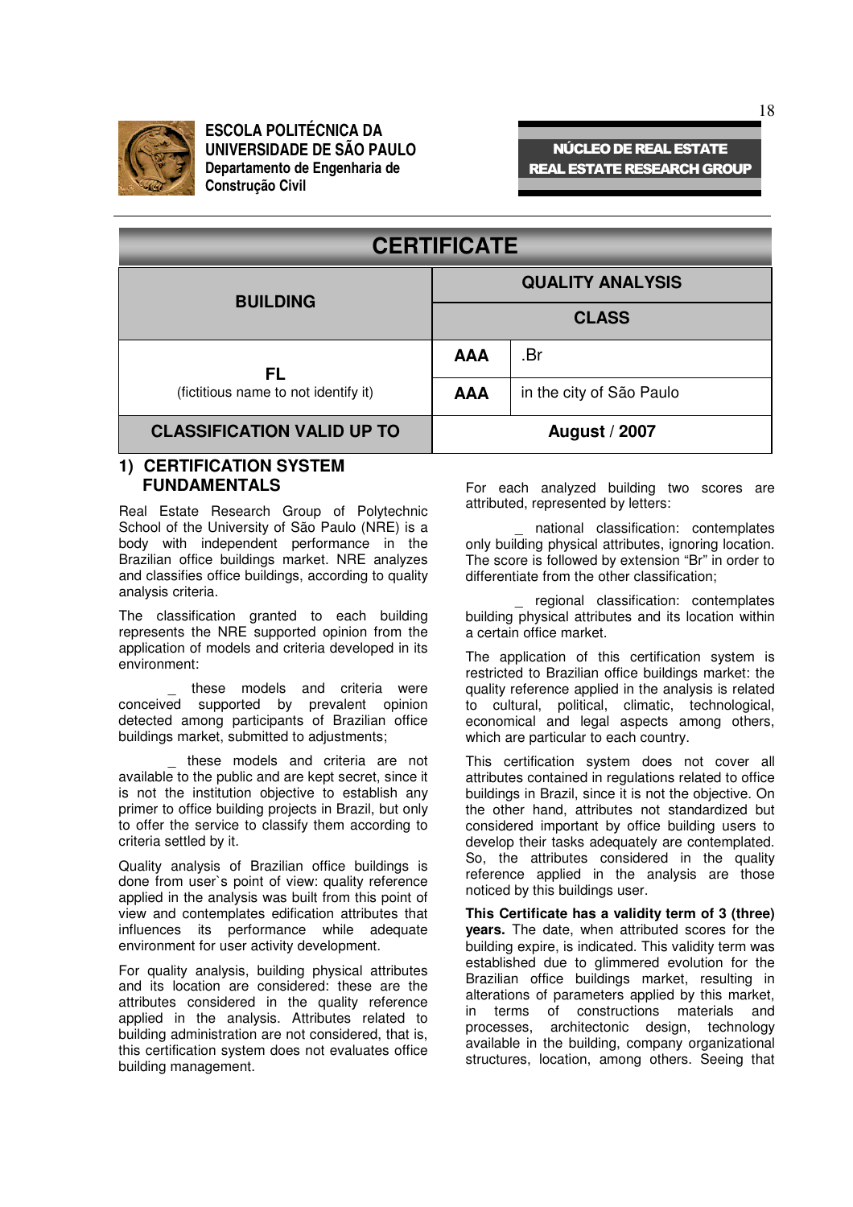ESCOLA POLITÉCNICA DA UNIVERSIDADE DE SÃO PAULO
Departamento de Engenharia de Construção Civil

NÚCLEO DE REAL ESTATE
REAL ESTATE RESEARCH GROUP

| CERTIFICATE | | |
|---|---|---|
| **BUILDING** | **QUALITY ANALYSIS** | |
| | **CLASS** | |
| **FL** (fictitious name to not identify it) | **AAA** | .Br |
| | **AAA** | in the city of São Paulo |
| **CLASSIFICATION VALID UP TO** | **August / 2007** | |

## 1) CERTIFICATION SYSTEM FUNDAMENTALS

Real Estate Research Group of Polytechnic School of the University of São Paulo (NRE) is a body with independent performance in the Brazilian office buildings market. NRE analyzes and classifies office buildings, according to quality analysis criteria.

The classification granted to each building represents the NRE supported opinion from the application of models and criteria developed in its environment:

_ these models and criteria were conceived supported by prevalent opinion detected among participants of Brazilian office buildings market, submitted to adjustments;

_ these models and criteria are not available to the public and are kept secret, since it is not the institution objective to establish any primer to office building projects in Brazil, but only to offer the service to classify them according to criteria settled by it.

Quality analysis of Brazilian office buildings is done from user`s point of view: quality reference applied in the analysis was built from this point of view and contemplates edification attributes that influences its performance while adequate environment for user activity development.

For quality analysis, building physical attributes and its location are considered: these are the attributes considered in the quality reference applied in the analysis. Attributes related to building administration are not considered, that is, this certification system does not evaluates office building management.

For each analyzed building two scores are attributed, represented by letters:

_ national classification: contemplates only building physical attributes, ignoring location. The score is followed by extension "Br" in order to differentiate from the other classification;

_ regional classification: contemplates building physical attributes and its location within a certain office market.

The application of this certification system is restricted to Brazilian office buildings market: the quality reference applied in the analysis is related to cultural, political, climatic, technological, economical and legal aspects among others, which are particular to each country.

This certification system does not cover all attributes contained in regulations related to office buildings in Brazil, since it is not the objective. On the other hand, attributes not standardized but considered important by office building users to develop their tasks adequately are contemplated. So, the attributes considered in the quality reference applied in the analysis are those noticed by this buildings user.

**This Certificate has a validity term of 3 (three) years.** The date, when attributed scores for the building expire, is indicated. This validity term was established due to glimmered evolution for the Brazilian office buildings market, resulting in alterations of parameters applied by this market, in terms of constructions materials and processes, architectonic design, technology available in the building, company organizational structures, location, among others. Seeing that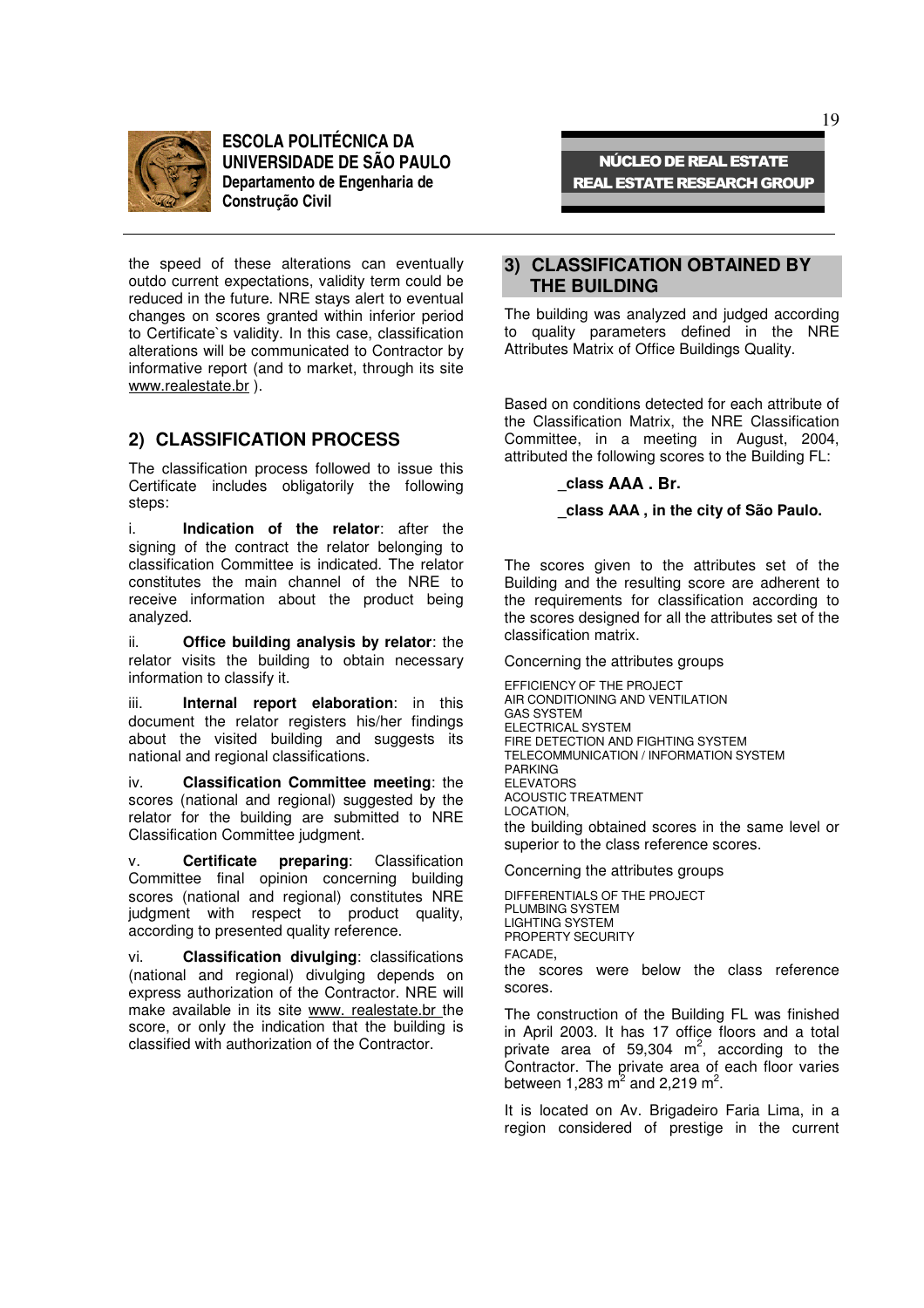the speed of these alterations can eventually outdo current expectations, validity term could be reduced in the future. NRE stays alert to eventual changes on scores granted within inferior period to Certificate`s validity. In this case, classification alterations will be communicated to Contractor by informative report (and to market, through its site www.realestate.br ).

## 2) CLASSIFICATION PROCESS

The classification process followed to issue this Certificate includes obligatorily the following steps:

i. **Indication of the relator**: after the signing of the contract the relator belonging to classification Committee is indicated. The relator constitutes the main channel of the NRE to receive information about the product being analyzed.

ii. **Office building analysis by relator**: the relator visits the building to obtain necessary information to classify it.

iii. **Internal report elaboration**: in this document the relator registers his/her findings about the visited building and suggests its national and regional classifications.

iv. **Classification Committee meeting**: the scores (national and regional) suggested by the relator for the building are submitted to NRE Classification Committee judgment.

v. **Certificate preparing**: Classification Committee final opinion concerning building scores (national and regional) constitutes NRE judgment with respect to product quality, according to presented quality reference.

vi. **Classification divulging**: classifications (national and regional) divulging depends on express authorization of the Contractor. NRE will make available in its site www. realestate.br the score, or only the indication that the building is classified with authorization of the Contractor.

## 3) CLASSIFICATION OBTAINED BY THE BUILDING

The building was analyzed and judged according to quality parameters defined in the NRE Attributes Matrix of Office Buildings Quality.

Based on conditions detected for each attribute of the Classification Matrix, the NRE Classification Committee, in a meeting in August, 2004, attributed the following scores to the Building FL:

**_class AAA . Br.**

**_class AAA , in the city of São Paulo.**

The scores given to the attributes set of the Building and the resulting score are adherent to the requirements for classification according to the scores designed for all the attributes set of the classification matrix.

Concerning the attributes groups

EFFICIENCY OF THE PROJECT
AIR CONDITIONING AND VENTILATION
GAS SYSTEM
ELECTRICAL SYSTEM
FIRE DETECTION AND FIGHTING SYSTEM
TELECOMMUNICATION / INFORMATION SYSTEM
PARKING
ELEVATORS
ACOUSTIC TREATMENT
LOCATION,

the building obtained scores in the same level or superior to the class reference scores.

Concerning the attributes groups

DIFFERENTIALS OF THE PROJECT
PLUMBING SYSTEM
LIGHTING SYSTEM
PROPERTY SECURITY
FACADE,

the scores were below the class reference scores.

The construction of the Building FL was finished in April 2003. It has 17 office floors and a total private area of 59,304 $m^2$, according to the Contractor. The private area of each floor varies between 1,283 $m^2$ and 2,219 $m^2$.

It is located on Av. Brigadeiro Faria Lima, in a region considered of prestige in the current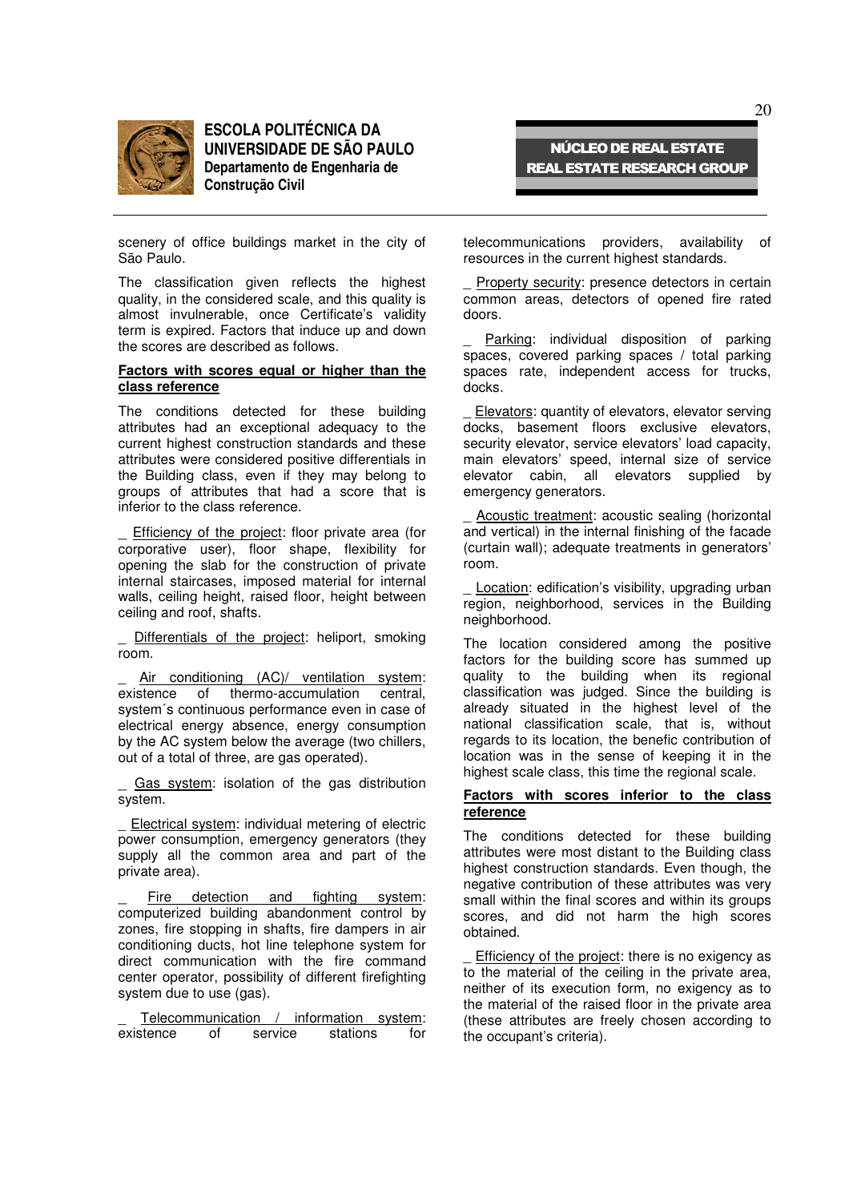scenery of office buildings market in the city of São Paulo.

The classification given reflects the highest quality, in the considered scale, and this quality is almost invulnerable, once Certificate's validity term is expired. Factors that induce up and down the scores are described as follows.

**Factors with scores equal or higher than the class reference**

The conditions detected for these building attributes had an exceptional adequacy to the current highest construction standards and these attributes were considered positive differentials in the Building class, even if they may belong to groups of attributes that had a score that is inferior to the class reference.

_ Efficiency of the project: floor private area (for corporative user), floor shape, flexibility for opening the slab for the construction of private internal staircases, imposed material for internal walls, ceiling height, raised floor, height between ceiling and roof, shafts.

_ Differentials of the project: heliport, smoking room.

_ Air conditioning (AC)/ ventilation system: existence of thermo-accumulation central, system´s continuous performance even in case of electrical energy absence, energy consumption by the AC system below the average (two chillers, out of a total of three, are gas operated).

_ Gas system: isolation of the gas distribution system.

_ Electrical system: individual metering of electric power consumption, emergency generators (they supply all the common area and part of the private area).

_ Fire detection and fighting system: computerized building abandonment control by zones, fire stopping in shafts, fire dampers in air conditioning ducts, hot line telephone system for direct communication with the fire command center operator, possibility of different firefighting system due to use (gas).

_ Telecommunication / information system: existence of service stations for telecommunications providers, availability of resources in the current highest standards.

_ Property security: presence detectors in certain common areas, detectors of opened fire rated doors.

_ Parking: individual disposition of parking spaces, covered parking spaces / total parking spaces rate, independent access for trucks, docks.

_ Elevators: quantity of elevators, elevator serving docks, basement floors exclusive elevators, security elevator, service elevators' load capacity, main elevators' speed, internal size of service elevator cabin, all elevators supplied by emergency generators.

_ Acoustic treatment: acoustic sealing (horizontal and vertical) in the internal finishing of the facade (curtain wall); adequate treatments in generators' room.

_ Location: edification's visibility, upgrading urban region, neighborhood, services in the Building neighborhood.

The location considered among the positive factors for the building score has summed up quality to the building when its regional classification was judged. Since the building is already situated in the highest level of the national classification scale, that is, without regards to its location, the benefic contribution of location was in the sense of keeping it in the highest scale class, this time the regional scale.

**Factors with scores inferior to the class reference**

The conditions detected for these building attributes were most distant to the Building class highest construction standards. Even though, the negative contribution of these attributes was very small within the final scores and within its groups scores, and did not harm the high scores obtained.

_ Efficiency of the project: there is no exigency as to the material of the ceiling in the private area, neither of its execution form, no exigency as to the material of the raised floor in the private area (these attributes are freely chosen according to the occupant's criteria).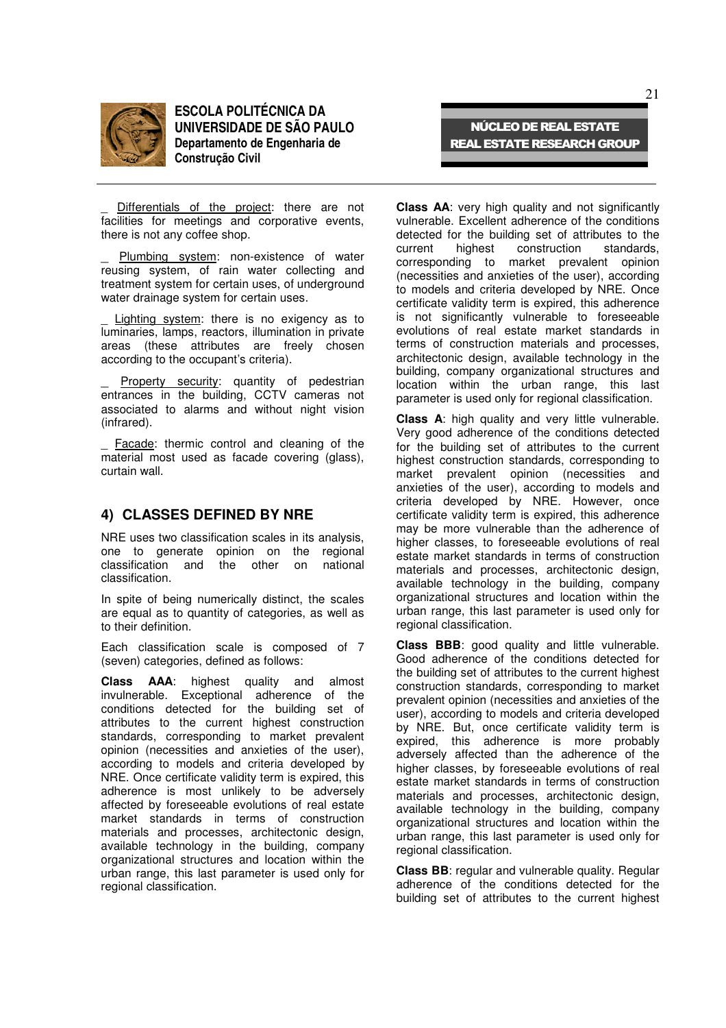_ Differentials of the project: there are not facilities for meetings and corporative events, there is not any coffee shop.

_ Plumbing system: non-existence of water reusing system, of rain water collecting and treatment system for certain uses, of underground water drainage system for certain uses.

_ Lighting system: there is no exigency as to luminaries, lamps, reactors, illumination in private areas (these attributes are freely chosen according to the occupant's criteria).

_ Property security: quantity of pedestrian entrances in the building, CCTV cameras not associated to alarms and without night vision (infrared).

_ Facade: thermic control and cleaning of the material most used as facade covering (glass), curtain wall.

## 4) CLASSES DEFINED BY NRE

NRE uses two classification scales in its analysis, one to generate opinion on the regional classification and the other on national classification.

In spite of being numerically distinct, the scales are equal as to quantity of categories, as well as to their definition.

Each classification scale is composed of 7 (seven) categories, defined as follows:

**Class AAA**: highest quality and almost invulnerable. Exceptional adherence of the conditions detected for the building set of attributes to the current highest construction standards, corresponding to market prevalent opinion (necessities and anxieties of the user), according to models and criteria developed by NRE. Once certificate validity term is expired, this adherence is most unlikely to be adversely affected by foreseeable evolutions of real estate market standards in terms of construction materials and processes, architectonic design, available technology in the building, company organizational structures and location within the urban range, this last parameter is used only for regional classification.

**Class AA**: very high quality and not significantly vulnerable. Excellent adherence of the conditions detected for the building set of attributes to the current highest construction standards, corresponding to market prevalent opinion (necessities and anxieties of the user), according to models and criteria developed by NRE. Once certificate validity term is expired, this adherence is not significantly vulnerable to foreseeable evolutions of real estate market standards in terms of construction materials and processes, architectonic design, available technology in the building, company organizational structures and location within the urban range, this last parameter is used only for regional classification.

**Class A**: high quality and very little vulnerable. Very good adherence of the conditions detected for the building set of attributes to the current highest construction standards, corresponding to market prevalent opinion (necessities and anxieties of the user), according to models and criteria developed by NRE. However, once certificate validity term is expired, this adherence may be more vulnerable than the adherence of higher classes, to foreseeable evolutions of real estate market standards in terms of construction materials and processes, architectonic design, available technology in the building, company organizational structures and location within the urban range, this last parameter is used only for regional classification.

**Class BBB**: good quality and little vulnerable. Good adherence of the conditions detected for the building set of attributes to the current highest construction standards, corresponding to market prevalent opinion (necessities and anxieties of the user), according to models and criteria developed by NRE. But, once certificate validity term is expired, this adherence is more probably adversely affected than the adherence of the higher classes, by foreseeable evolutions of real estate market standards in terms of construction materials and processes, architectonic design, available technology in the building, company organizational structures and location within the urban range, this last parameter is used only for regional classification.

**Class BB**: regular and vulnerable quality. Regular adherence of the conditions detected for the building set of attributes to the current highest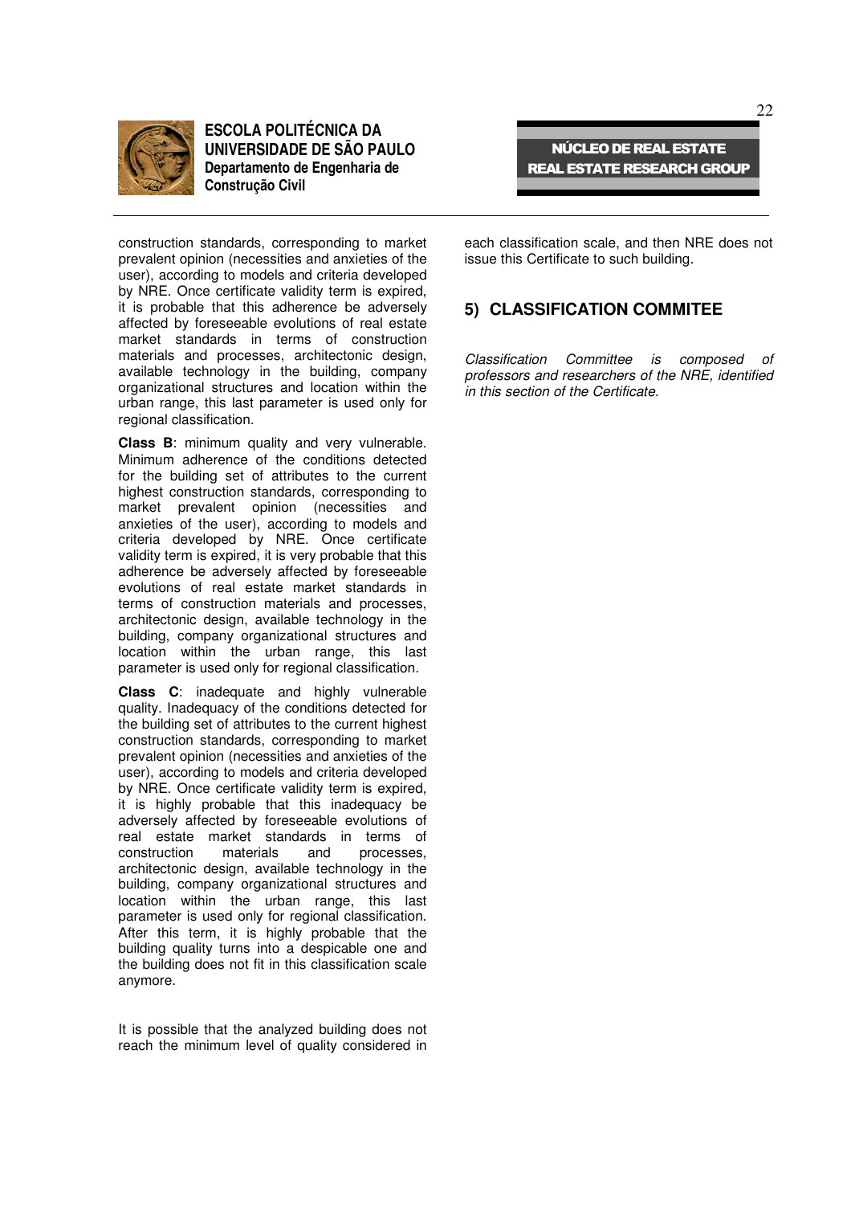construction standards, corresponding to market prevalent opinion (necessities and anxieties of the user), according to models and criteria developed by NRE. Once certificate validity term is expired, it is probable that this adherence be adversely affected by foreseeable evolutions of real estate market standards in terms of construction materials and processes, architectonic design, available technology in the building, company organizational structures and location within the urban range, this last parameter is used only for regional classification.

**Class B**: minimum quality and very vulnerable. Minimum adherence of the conditions detected for the building set of attributes to the current highest construction standards, corresponding to market prevalent opinion (necessities and anxieties of the user), according to models and criteria developed by NRE. Once certificate validity term is expired, it is very probable that this adherence be adversely affected by foreseeable evolutions of real estate market standards in terms of construction materials and processes, architectonic design, available technology in the building, company organizational structures and location within the urban range, this last parameter is used only for regional classification.

**Class C**: inadequate and highly vulnerable quality. Inadequacy of the conditions detected for the building set of attributes to the current highest construction standards, corresponding to market prevalent opinion (necessities and anxieties of the user), according to models and criteria developed by NRE. Once certificate validity term is expired, it is highly probable that this inadequacy be adversely affected by foreseeable evolutions of real estate market standards in terms of construction materials and processes, architectonic design, available technology in the building, company organizational structures and location within the urban range, this last parameter is used only for regional classification. After this term, it is highly probable that the building quality turns into a despicable one and the building does not fit in this classification scale anymore.

It is possible that the analyzed building does not reach the minimum level of quality considered in each classification scale, and then NRE does not issue this Certificate to such building.

## 5) CLASSIFICATION COMMITEE

*Classification Committee is composed of professors and researchers of the NRE, identified in this section of the Certificate.*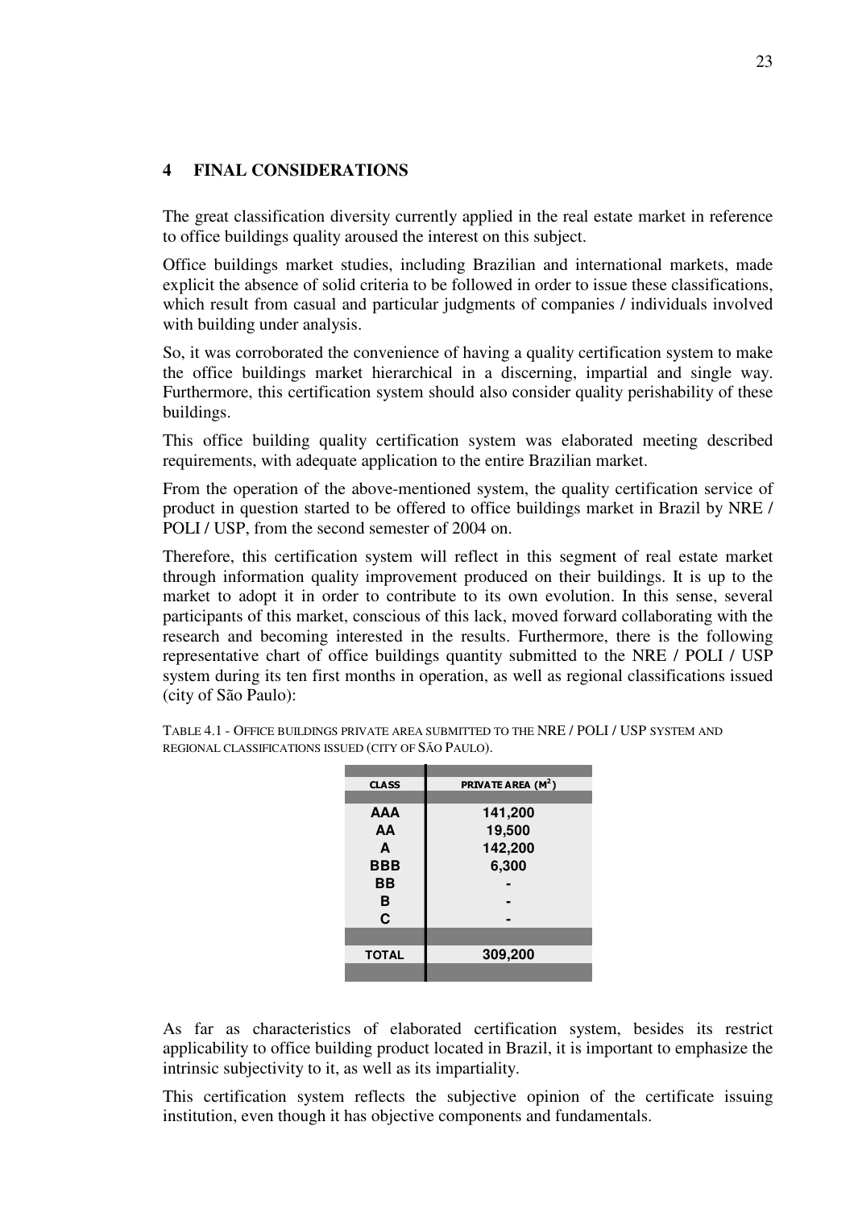## 4 FINAL CONSIDERATIONS

The great classification diversity currently applied in the real estate market in reference to office buildings quality aroused the interest on this subject.

Office buildings market studies, including Brazilian and international markets, made explicit the absence of solid criteria to be followed in order to issue these classifications, which result from casual and particular judgments of companies / individuals involved with building under analysis.

So, it was corroborated the convenience of having a quality certification system to make the office buildings market hierarchical in a discerning, impartial and single way. Furthermore, this certification system should also consider quality perishability of these buildings.

This office building quality certification system was elaborated meeting described requirements, with adequate application to the entire Brazilian market.

From the operation of the above-mentioned system, the quality certification service of product in question started to be offered to office buildings market in Brazil by NRE / POLI / USP, from the second semester of 2004 on.

Therefore, this certification system will reflect in this segment of real estate market through information quality improvement produced on their buildings. It is up to the market to adopt it in order to contribute to its own evolution. In this sense, several participants of this market, conscious of this lack, moved forward collaborating with the research and becoming interested in the results. Furthermore, there is the following representative chart of office buildings quantity submitted to the NRE / POLI / USP system during its ten first months in operation, as well as regional classifications issued (city of São Paulo):

TABLE 4.1 - OFFICE BUILDINGS PRIVATE AREA SUBMITTED TO THE NRE / POLI / USP SYSTEM AND REGIONAL CLASSIFICATIONS ISSUED (CITY OF SÃO PAULO).

| CLASS | PRIVATE AREA ($M^2$) |
|---|---|
| AAA | 141,200 |
| AA | 19,500 |
| A | 142,200 |
| BBB | 6,300 |
| BB | - |
| B | - |
| C | - |
| TOTAL | 309,200 |

As far as characteristics of elaborated certification system, besides its restrict applicability to office building product located in Brazil, it is important to emphasize the intrinsic subjectivity to it, as well as its impartiality.

This certification system reflects the subjective opinion of the certificate issuing institution, even though it has objective components and fundamentals.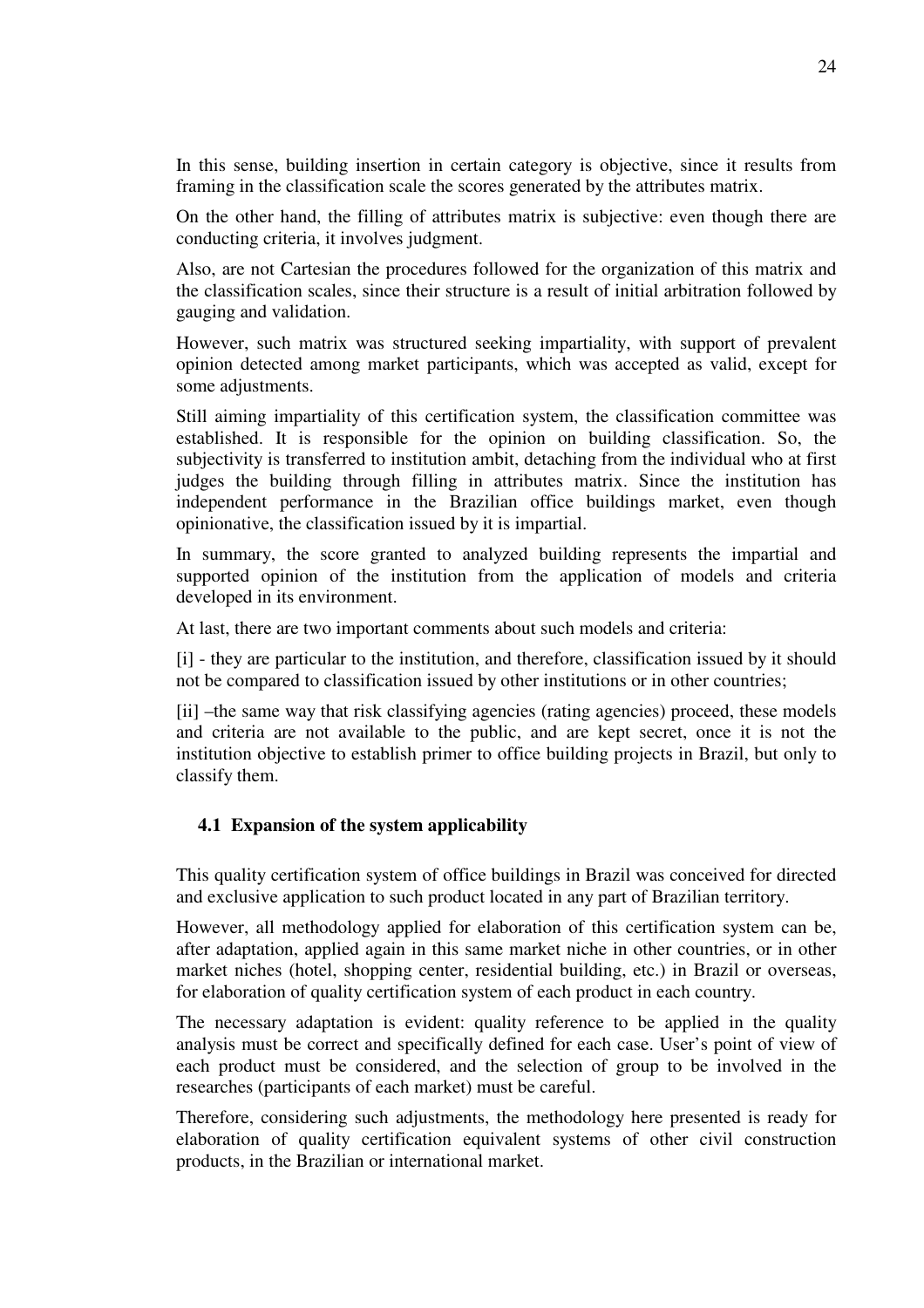In this sense, building insertion in certain category is objective, since it results from framing in the classification scale the scores generated by the attributes matrix.

On the other hand, the filling of attributes matrix is subjective: even though there are conducting criteria, it involves judgment.

Also, are not Cartesian the procedures followed for the organization of this matrix and the classification scales, since their structure is a result of initial arbitration followed by gauging and validation.

However, such matrix was structured seeking impartiality, with support of prevalent opinion detected among market participants, which was accepted as valid, except for some adjustments.

Still aiming impartiality of this certification system, the classification committee was established. It is responsible for the opinion on building classification. So, the subjectivity is transferred to institution ambit, detaching from the individual who at first judges the building through filling in attributes matrix. Since the institution has independent performance in the Brazilian office buildings market, even though opinionative, the classification issued by it is impartial.

In summary, the score granted to analyzed building represents the impartial and supported opinion of the institution from the application of models and criteria developed in its environment.

At last, there are two important comments about such models and criteria:

[i] - they are particular to the institution, and therefore, classification issued by it should not be compared to classification issued by other institutions or in other countries;

[ii] –the same way that risk classifying agencies (rating agencies) proceed, these models and criteria are not available to the public, and are kept secret, once it is not the institution objective to establish primer to office building projects in Brazil, but only to classify them.

## 4.1 Expansion of the system applicability

This quality certification system of office buildings in Brazil was conceived for directed and exclusive application to such product located in any part of Brazilian territory.

However, all methodology applied for elaboration of this certification system can be, after adaptation, applied again in this same market niche in other countries, or in other market niches (hotel, shopping center, residential building, etc.) in Brazil or overseas, for elaboration of quality certification system of each product in each country.

The necessary adaptation is evident: quality reference to be applied in the quality analysis must be correct and specifically defined for each case. User's point of view of each product must be considered, and the selection of group to be involved in the researches (participants of each market) must be careful.

Therefore, considering such adjustments, the methodology here presented is ready for elaboration of quality certification equivalent systems of other civil construction products, in the Brazilian or international market.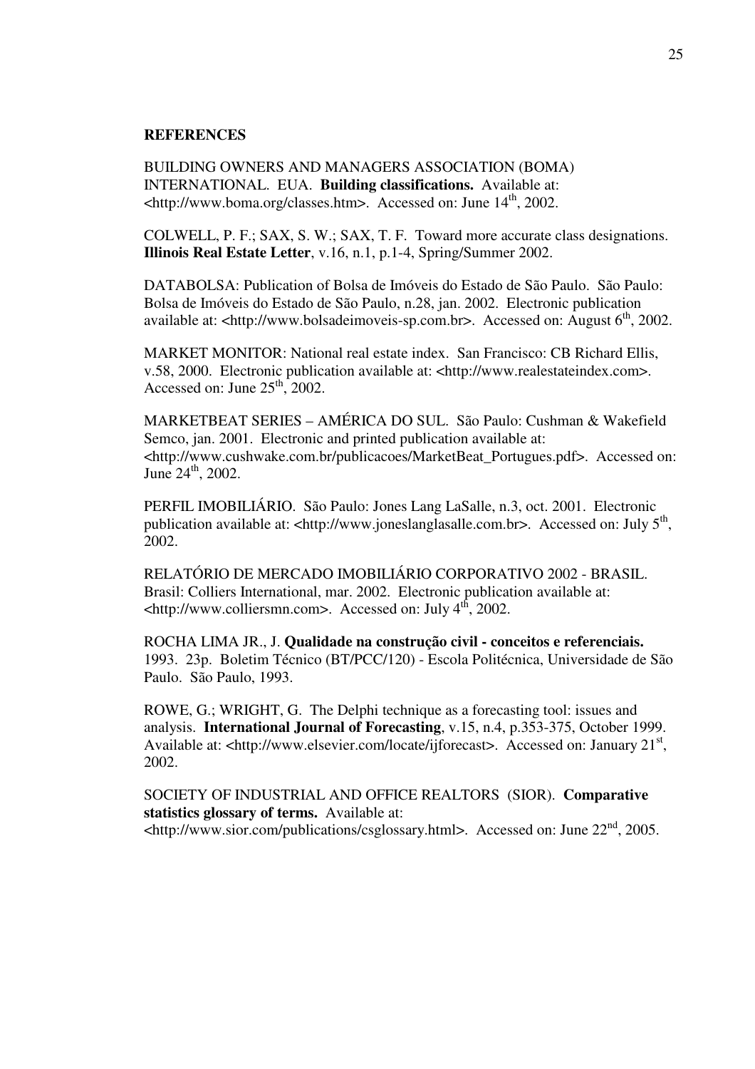**REFERENCES**

BUILDING OWNERS AND MANAGERS ASSOCIATION (BOMA) INTERNATIONAL. EUA. **Building classifications.** Available at: <http://www.boma.org/classes.htm>. Accessed on: June 14th, 2002.

COLWELL, P. F.; SAX, S. W.; SAX, T. F. Toward more accurate class designations. **Illinois Real Estate Letter**, v.16, n.1, p.1-4, Spring/Summer 2002.

DATABOLSA: Publication of Bolsa de Imóveis do Estado de São Paulo. São Paulo: Bolsa de Imóveis do Estado de São Paulo, n.28, jan. 2002. Electronic publication available at: <http://www.bolsadeimoveis-sp.com.br>. Accessed on: August 6th, 2002.

MARKET MONITOR: National real estate index. San Francisco: CB Richard Ellis, v.58, 2000. Electronic publication available at: <http://www.realestateindex.com>. Accessed on: June 25th, 2002.

MARKETBEAT SERIES – AMÉRICA DO SUL. São Paulo: Cushman & Wakefield Semco, jan. 2001. Electronic and printed publication available at: <http://www.cushwake.com.br/publicacoes/MarketBeat_Portugues.pdf>. Accessed on: June 24th, 2002.

PERFIL IMOBILIÁRIO. São Paulo: Jones Lang LaSalle, n.3, oct. 2001. Electronic publication available at: <http://www.joneslanglasalle.com.br>. Accessed on: July 5th, 2002.

RELATÓRIO DE MERCADO IMOBILIÁRIO CORPORATIVO 2002 - BRASIL. Brasil: Colliers International, mar. 2002. Electronic publication available at: <http://www.colliersmn.com>. Accessed on: July 4th, 2002.

ROCHA LIMA JR., J. **Qualidade na construção civil - conceitos e referenciais.** 1993. 23p. Boletim Técnico (BT/PCC/120) - Escola Politécnica, Universidade de São Paulo. São Paulo, 1993.

ROWE, G.; WRIGHT, G. The Delphi technique as a forecasting tool: issues and analysis. **International Journal of Forecasting**, v.15, n.4, p.353-375, October 1999. Available at: <http://www.elsevier.com/locate/ijforecast>. Accessed on: January 21st, 2002.

SOCIETY OF INDUSTRIAL AND OFFICE REALTORS (SIOR). **Comparative statistics glossary of terms.** Available at: <http://www.sior.com/publications/csglossary.html>. Accessed on: June 22nd, 2005.